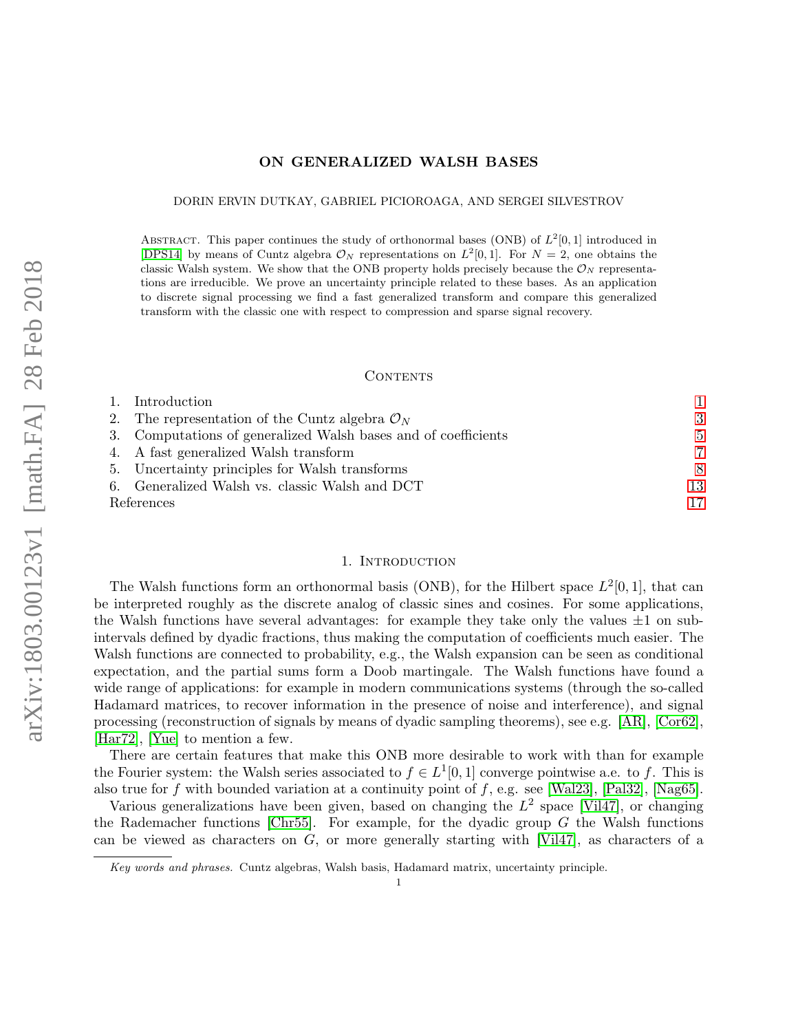# ON GENERALIZED WALSH BASES

DORIN ERVIN DUTKAY, GABRIEL PICIOROAGA, AND SERGEI SILVESTROV

Abstract. This paper continues the study of orthonormal bases (ONB) of $L^2[0,1]$ introduced in [DPS14] by means of Cuntz algebra $\mathcal{O}_N$ representations on $L^2[0,1]$. For $N=2$, one obtains the classic Walsh system. We show that the ONB property holds precisely because the $\mathcal{O}_N$ representations are irreducible. We prove an uncertainty principle related to these bases. As an application to discrete signal processing we find a fast generalized transform and compare this generalized transform with the classic one with respect to compression and sparse signal recovery.

## Contents

1. Introduction 1
2. The representation of the Cuntz algebra $\mathcal{O}_N$ 3
3. Computations of generalized Walsh bases and of coefficients 5
4. A fast generalized Walsh transform 7
5. Uncertainty principles for Walsh transforms 8
6. Generalized Walsh vs. classic Walsh and DCT 13

References 17

## 1. Introduction

The Walsh functions form an orthonormal basis (ONB), for the Hilbert space $L^2[0,1]$, that can be interpreted roughly as the discrete analog of classic sines and cosines. For some applications, the Walsh functions have several advantages: for example they take only the values $\pm 1$ on subintervals defined by dyadic fractions, thus making the computation of coefficients much easier. The Walsh functions are connected to probability, e.g., the Walsh expansion can be seen as conditional expectation, and the partial sums form a Doob martingale. The Walsh functions have found a wide range of applications: for example in modern communications systems (through the so-called Hadamard matrices, to recover information in the presence of noise and interference), and signal processing (reconstruction of signals by means of dyadic sampling theorems), see e.g. [AR], [Cor62], [Har72], [Yue] to mention a few.

There are certain features that make this ONB more desirable to work with than for example the Fourier system: the Walsh series associated to $f \in L^1[0,1]$ converge pointwise a.e. to $f$. This is also true for $f$ with bounded variation at a continuity point of $f$, e.g. see [Wal23], [Pal32], [Nag65].

Various generalizations have been given, based on changing the $L^2$ space [Vil47], or changing the Rademacher functions [Chr55]. For example, for the dyadic group $G$ the Walsh functions can be viewed as characters on $G$, or more generally starting with [Vil47], as characters of a

*Key words and phrases.* Cuntz algebras, Walsh basis, Hadamard matrix, uncertainty principle.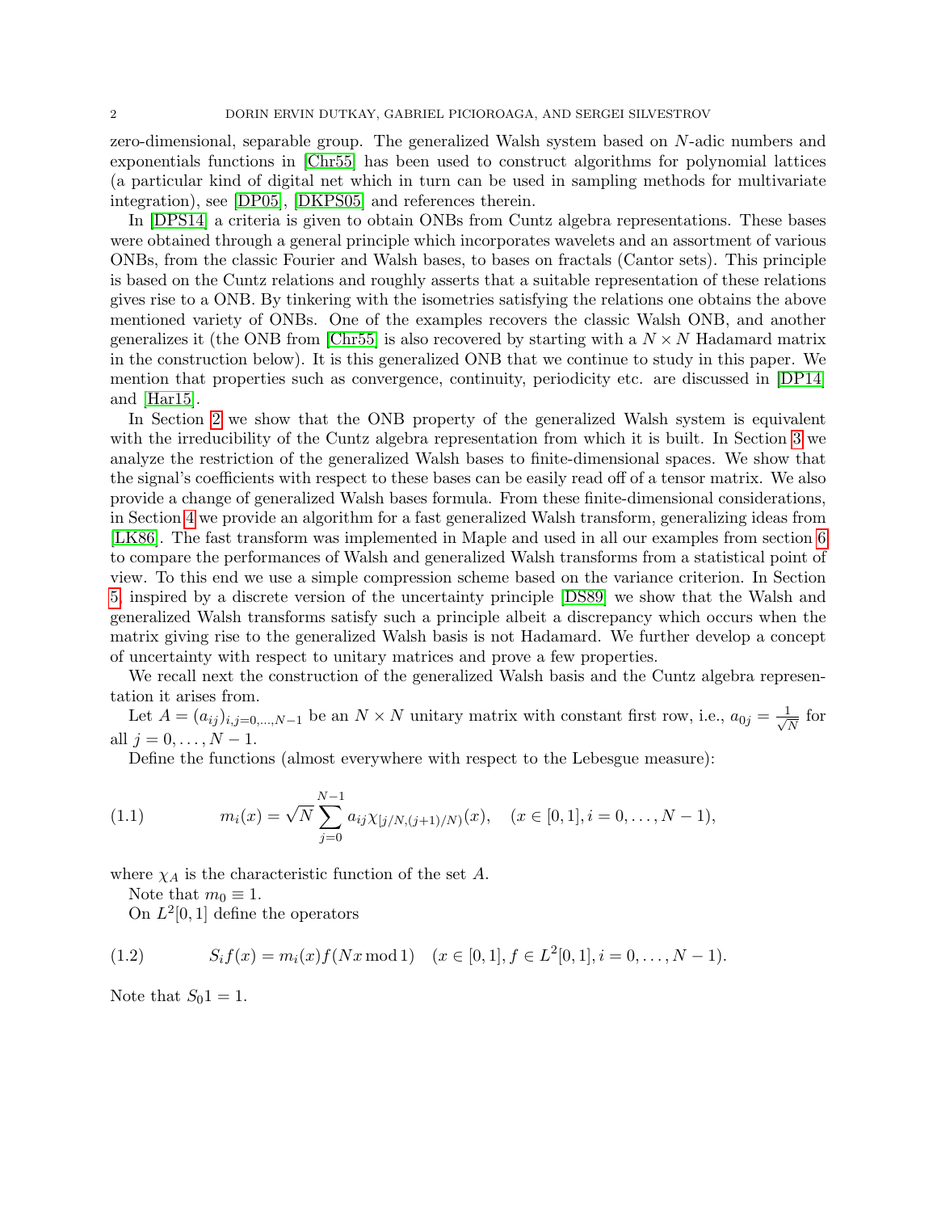zero-dimensional, separable group. The generalized Walsh system based on $N$-adic numbers and exponentials functions in [Chr55] has been used to construct algorithms for polynomial lattices (a particular kind of digital net which in turn can be used in sampling methods for multivariate integration), see [DP05], [DKPS05] and references therein.

In [DPS14] a criteria is given to obtain ONBs from Cuntz algebra representations. These bases were obtained through a general principle which incorporates wavelets and an assortment of various ONBs, from the classic Fourier and Walsh bases, to bases on fractals (Cantor sets). This principle is based on the Cuntz relations and roughly asserts that a suitable representation of these relations gives rise to a ONB. By tinkering with the isometries satisfying the relations one obtains the above mentioned variety of ONBs. One of the examples recovers the classic Walsh ONB, and another generalizes it (the ONB from [Chr55] is also recovered by starting with a $N \times N$ Hadamard matrix in the construction below). It is this generalized ONB that we continue to study in this paper. We mention that properties such as convergence, continuity, periodicity etc. are discussed in [DP14] and [Har15].

In Section 2 we show that the ONB property of the generalized Walsh system is equivalent with the irreducibility of the Cuntz algebra representation from which it is built. In Section 3 we analyze the restriction of the generalized Walsh bases to finite-dimensional spaces. We show that the signal's coefficients with respect to these bases can be easily read off of a tensor matrix. We also provide a change of generalized Walsh bases formula. From these finite-dimensional considerations, in Section 4 we provide an algorithm for a fast generalized Walsh transform, generalizing ideas from [LK86]. The fast transform was implemented in Maple and used in all our examples from section 6 to compare the performances of Walsh and generalized Walsh transforms from a statistical point of view. To this end we use a simple compression scheme based on the variance criterion. In Section 5, inspired by a discrete version of the uncertainty principle [DS89] we show that the Walsh and generalized Walsh transforms satisfy such a principle albeit a discrepancy which occurs when the matrix giving rise to the generalized Walsh basis is not Hadamard. We further develop a concept of uncertainty with respect to unitary matrices and prove a few properties.

We recall next the construction of the generalized Walsh basis and the Cuntz algebra representation it arises from.

Let $A = (a_{ij})_{i,j=0,\dots,N-1}$ be an $N \times N$ unitary matrix with constant first row, i.e., $a_{0j} = \frac{1}{\sqrt{N}}$ for all $j = 0, \dots, N-1$.

Define the functions (almost everywhere with respect to the Lebesgue measure):

$$m_i(x) = \sqrt{N} \sum_{j=0}^{N-1} a_{ij} \chi_{[j/N,(j+1)/N)}(x), \quad (x \in [0,1], i = 0, \dots, N-1), \tag{1.1}$$

where $\chi_A$ is the characteristic function of the set $A$.

Note that $m_0 \equiv 1$.

On $L^2[0,1]$ define the operators

$$S_i f(x) = m_i(x) f(Nx \bmod 1) \quad (x \in [0,1], f \in L^2[0,1], i = 0, \dots, N-1). \tag{1.2}$$

Note that $S_0 1 = 1$.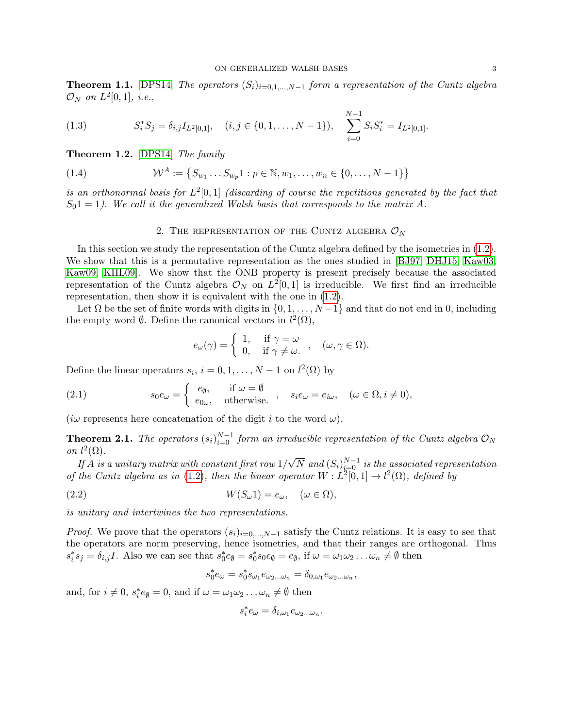**Theorem 1.1.** [DPS14] *The operators $(S_i)_{i=0,1,\dots,N-1}$ form a representation of the Cuntz algebra $\mathcal{O}_N$ on $L^2[0,1]$, i.e.,*

$$S_i^*S_j = \delta_{i,j}I_{L^2[0,1]}, \quad (i,j \in \{0,1,\dots,N-1\}), \quad \sum_{i=0}^{N-1} S_iS_i^* = I_{L^2[0,1]}. \tag{1.3}$$

**Theorem 1.2.** [DPS14] *The family*

$$\mathcal{W}^A := \left\{ S_{w_1}\dots S_{w_p}1 : p \in \mathbb{N}, w_1,\dots,w_n \in \{0,\dots,N-1\} \right\} \tag{1.4}$$

*is an orthonormal basis for $L^2[0,1]$ (discarding of course the repetitions generated by the fact that $S_01 = 1$). We call it the generalized Walsh basis that corresponds to the matrix $A$.*

## 2. The representation of the Cuntz algebra $\mathcal{O}_N$

In this section we study the representation of the Cuntz algebra defined by the isometries in (1.2). We show that this is a permutative representation as the ones studied in [BJ97, DHJ15, Kaw03, Kaw09, KHL09]. We show that the ONB property is present precisely because the associated representation of the Cuntz algebra $\mathcal{O}_N$ on $L^2[0,1]$ is irreducible. We first find an irreducible representation, then show it is equivalent with the one in (1.2).

Let $\Omega$ be the set of finite words with digits in $\{0,1,\dots,N-1\}$ and that do not end in 0, including the empty word $\emptyset$. Define the canonical vectors in $l^2(\Omega)$,

$$e_\omega(\gamma) = \begin{cases} 1, & \text{if } \gamma = \omega \\ 0, & \text{if } \gamma \neq \omega. \end{cases}, \quad (\omega,\gamma \in \Omega).$$

Define the linear operators $s_i$, $i = 0,1,\dots,N-1$ on $l^2(\Omega)$ by

$$s_0e_\omega = \begin{cases} e_\emptyset, & \text{if } \omega = \emptyset \\ e_{0\omega}, & \text{otherwise.} \end{cases}, \quad s_ie_\omega = e_{i\omega}, \quad (\omega \in \Omega, i \neq 0), \tag{2.1}$$

($i\omega$ represents here concatenation of the digit $i$ to the word $\omega$).

**Theorem 2.1.** *The operators $(s_i)_{i=0}^{N-1}$ form an irreducible representation of the Cuntz algebra $\mathcal{O}_N$ on $l^2(\Omega)$.*

*If $A$ is a unitary matrix with constant first row $1/\sqrt{N}$ and $(S_i)_{i=0}^{N-1}$ is the associated representation of the Cuntz algebra as in (1.2), then the linear operator $W : L^2[0,1] \to l^2(\Omega)$, defined by*

$$W(S_\omega 1) = e_\omega, \quad (\omega \in \Omega), \tag{2.2}$$

*is unitary and intertwines the two representations.*

*Proof.* We prove that the operators $(s_i)_{i=0,\dots,N-1}$ satisfy the Cuntz relations. It is easy to see that the operators are norm preserving, hence isometries, and that their ranges are orthogonal. Thus $s_i^*s_j = \delta_{i,j}I$. Also we can see that $s_0^*e_\emptyset = s_0^*s_0e_\emptyset = e_\emptyset$, if $\omega = \omega_1\omega_2\dots\omega_n \neq \emptyset$ then

$$s_0^*e_\omega = s_0^*s_{\omega_1}e_{\omega_2\dots\omega_n} = \delta_{0,\omega_1}e_{\omega_2\dots\omega_n},$$

and, for $i \neq 0$, $s_i^*e_\emptyset = 0$, and if $\omega = \omega_1\omega_2\dots\omega_n \neq \emptyset$ then

$$s_i^*e_\omega = \delta_{i,\omega_1}e_{\omega_2\dots\omega_n}.$$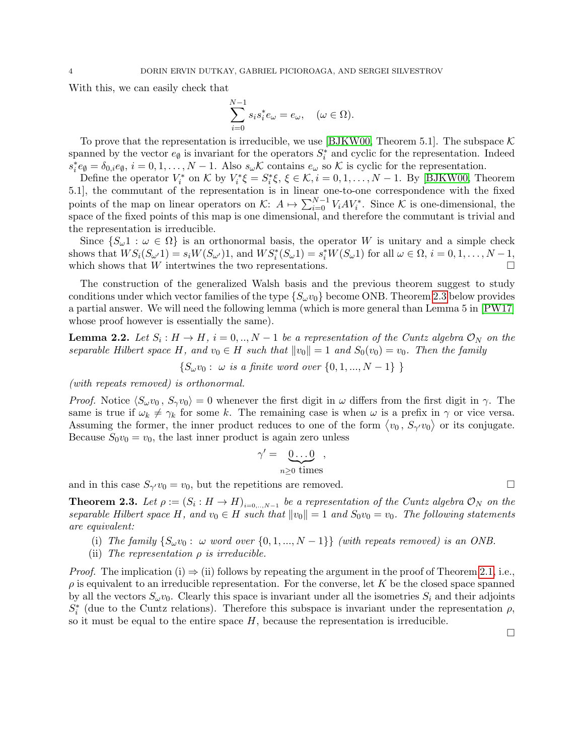With this, we can easily check that

$$\sum_{i=0}^{N-1} s_i s_i^* e_\omega = e_\omega, \quad (\omega \in \Omega).$$

To prove that the representation is irreducible, we use [BJKW00, Theorem 5.1]. The subspace $\mathcal{K}$ spanned by the vector $e_\emptyset$ is invariant for the operators $S_i^*$ and cyclic for the representation. Indeed $s_i^* e_\emptyset = \delta_{0,i} e_\emptyset$, $i = 0, 1, \dots, N-1$. Also $s_\omega \mathcal{K}$ contains $e_\omega$ so $\mathcal{K}$ is cyclic for the representation.

Define the operator $V_i^*$ on $\mathcal{K}$ by $V_i^* \xi = S_i^* \xi$, $\xi \in \mathcal{K}, i = 0, 1, \dots, N-1$. By [BJKW00, Theorem 5.1], the commutant of the representation is in linear one-to-one correspondence with the fixed points of the map on linear operators on $\mathcal{K}$: $A \mapsto \sum_{i=0}^{N-1} V_i A V_i^*$. Since $\mathcal{K}$ is one-dimensional, the space of the fixed points of this map is one dimensional, and therefore the commutant is trivial and the representation is irreducible.

Since $\{S_\omega 1 : \omega \in \Omega\}$ is an orthonormal basis, the operator $W$ is unitary and a simple check shows that $WS_i(S_{\omega'}1) = s_i W(S_{\omega'})1$, and $WS_i^*(S_\omega 1) = s_i^* W(S_\omega 1)$ for all $\omega \in \Omega$, $i = 0, 1, \dots, N-1$, which shows that $W$ intertwines the two representations. $\square$

The construction of the generalized Walsh basis and the previous theorem suggest to study conditions under which vector families of the type $\{S_\omega v_0\}$ become ONB. Theorem 2.3 below provides a partial answer. We will need the following lemma (which is more general than Lemma 5 in [PW17] whose proof however is essentially the same).

**Lemma 2.2.** *Let $S_i : H \to H$, $i = 0, .., N-1$ be a representation of the Cuntz algebra $\mathcal{O}_N$ on the separable Hilbert space $H$, and $v_0 \in H$ such that $\|v_0\| = 1$ and $S_0(v_0) = v_0$. Then the family*

$$\{S_\omega v_0 : \ \omega \text{ is a finite word over } \{0, 1, ..., N-1\} \ \}$$

*(with repeats removed) is orthonormal.*

*Proof.* Notice $\langle S_\omega v_0 \, , \, S_\gamma v_0 \rangle = 0$ whenever the first digit in $\omega$ differs from the first digit in $\gamma$. The same is true if $\omega_k \neq \gamma_k$ for some $k$. The remaining case is when $\omega$ is a prefix in $\gamma$ or vice versa. Assuming the former, the inner product reduces to one of the form $\langle v_0 \, , \, S_{\gamma'} v_0 \rangle$ or its conjugate. Because $S_0 v_0 = v_0$, the last inner product is again zero unless

$$\gamma' = \underbrace{0 \dots 0}_{n \geq 0 \text{ times}} \ ,$$

and in this case $S_{\gamma'} v_0 = v_0$, but the repetitions are removed. $\square$

**Theorem 2.3.** *Let $\rho := (S_i : H \to H)_{i=0,\dots,N-1}$ be a representation of the Cuntz algebra $\mathcal{O}_N$ on the separable Hilbert space $H$, and $v_0 \in H$ such that $\|v_0\| = 1$ and $S_0 v_0 = v_0$. The following statements are equivalent:*

(i) *The family $\{S_\omega v_0 : \ \omega \text{ word over } \{0, 1, ..., N-1\}\}$ (with repeats removed) is an ONB.*
(ii) *The representation $\rho$ is irreducible.*

*Proof.* The implication (i) $\Rightarrow$ (ii) follows by repeating the argument in the proof of Theorem 2.1, i.e., $\rho$ is equivalent to an irreducible representation. For the converse, let $K$ be the closed space spanned by all the vectors $S_\omega v_0$. Clearly this space is invariant under all the isometries $S_i$ and their adjoints $S_i^*$ (due to the Cuntz relations). Therefore this subspace is invariant under the representation $\rho$, so it must be equal to the entire space $H$, because the representation is irreducible.

$\square$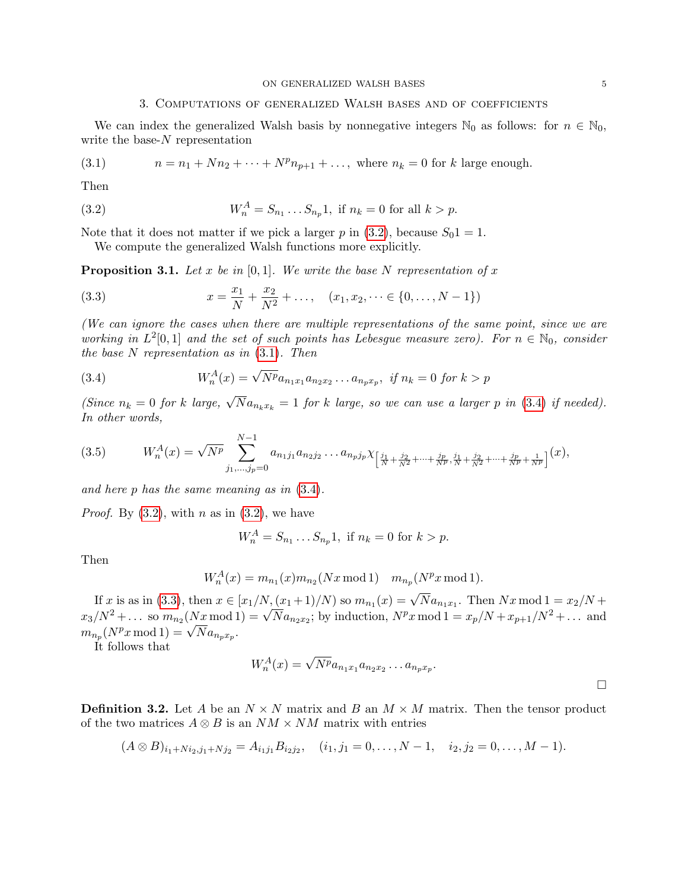## 3. Computations of generalized Walsh bases and of coefficients

We can index the generalized Walsh basis by nonnegative integers $\mathbb{N}_0$ as follows: for $n \in \mathbb{N}_0$, write the base-$N$ representation

$$n = n_1 + Nn_2 + \cdots + N^p n_{p+1} + \ldots, \text{ where } n_k = 0 \text{ for } k \text{ large enough.} \tag{3.1}$$

Then

$$W_n^A = S_{n_1} \ldots S_{n_p} 1, \text{ if } n_k = 0 \text{ for all } k > p. \tag{3.2}$$

Note that it does not matter if we pick a larger $p$ in (3.2), because $S_0 1 = 1$.

We compute the generalized Walsh functions more explicitly.

**Proposition 3.1.** *Let $x$ be in $[0,1]$. We write the base $N$ representation of $x$*

$$x = \frac{x_1}{N} + \frac{x_2}{N^2} + \ldots, \quad (x_1, x_2, \dots \in \{0, \dots, N-1\}) \tag{3.3}$$

*(We can ignore the cases when there are multiple representations of the same point, since we are working in $L^2[0,1]$ and the set of such points has Lebesgue measure zero). For $n \in \mathbb{N}_0$, consider the base $N$ representation as in (3.1). Then*

$$W_n^A(x) = \sqrt{N^p} a_{n_1 x_1} a_{n_2 x_2} \ldots a_{n_p x_p}, \text{ if } n_k = 0 \text{ for } k > p \tag{3.4}$$

*(Since $n_k = 0$ for $k$ large, $\sqrt{N} a_{n_k x_k} = 1$ for $k$ large, so we can use a larger $p$ in (3.4) if needed). In other words,*

$$W_n^A(x) = \sqrt{N^p} \sum_{j_1, \dots, j_p = 0}^{N-1} a_{n_1 j_1} a_{n_2 j_2} \ldots a_{n_p j_p} \chi_{\left[\frac{j_1}{N} + \frac{j_2}{N^2} + \cdots + \frac{j_p}{N^p}, \frac{j_1}{N} + \frac{j_2}{N^2} + \cdots + \frac{j_p}{N^p} + \frac{1}{N^p}\right]}(x), \tag{3.5}$$

*and here $p$ has the same meaning as in (3.4).*

*Proof.* By (3.2), with $n$ as in (3.2), we have

$$W_n^A = S_{n_1} \ldots S_{n_p} 1, \text{ if } n_k = 0 \text{ for } k > p.$$

Then

$$W_n^A(x) = m_{n_1}(x) m_{n_2}(Nx \bmod 1) \quad m_{n_p}(N^p x \bmod 1).$$

If $x$ is as in (3.3), then $x \in [x_1/N, (x_1+1)/N)$ so $m_{n_1}(x) = \sqrt{N} a_{n_1 x_1}$. Then $Nx \bmod 1 = x_2/N + x_3/N^2 + \ldots$ so $m_{n_2}(Nx \bmod 1) = \sqrt{N} a_{n_2 x_2}$; by induction, $N^p x \bmod 1 = x_p/N + x_{p+1}/N^2 + \ldots$ and $m_{n_p}(N^p x \bmod 1) = \sqrt{N} a_{n_p x_p}$.

It follows that

$$W_n^A(x) = \sqrt{N^p} a_{n_1 x_1} a_{n_2 x_2} \ldots a_{n_p x_p}.$$

□

**Definition 3.2.** Let $A$ be an $N \times N$ matrix and $B$ an $M \times M$ matrix. Then the tensor product of the two matrices $A \otimes B$ is an $NM \times NM$ matrix with entries

$$(A \otimes B)_{i_1 + N i_2, j_1 + N j_2} = A_{i_1 j_1} B_{i_2 j_2}, \quad (i_1, j_1 = 0, \dots, N-1, \quad i_2, j_2 = 0, \dots, M-1).$$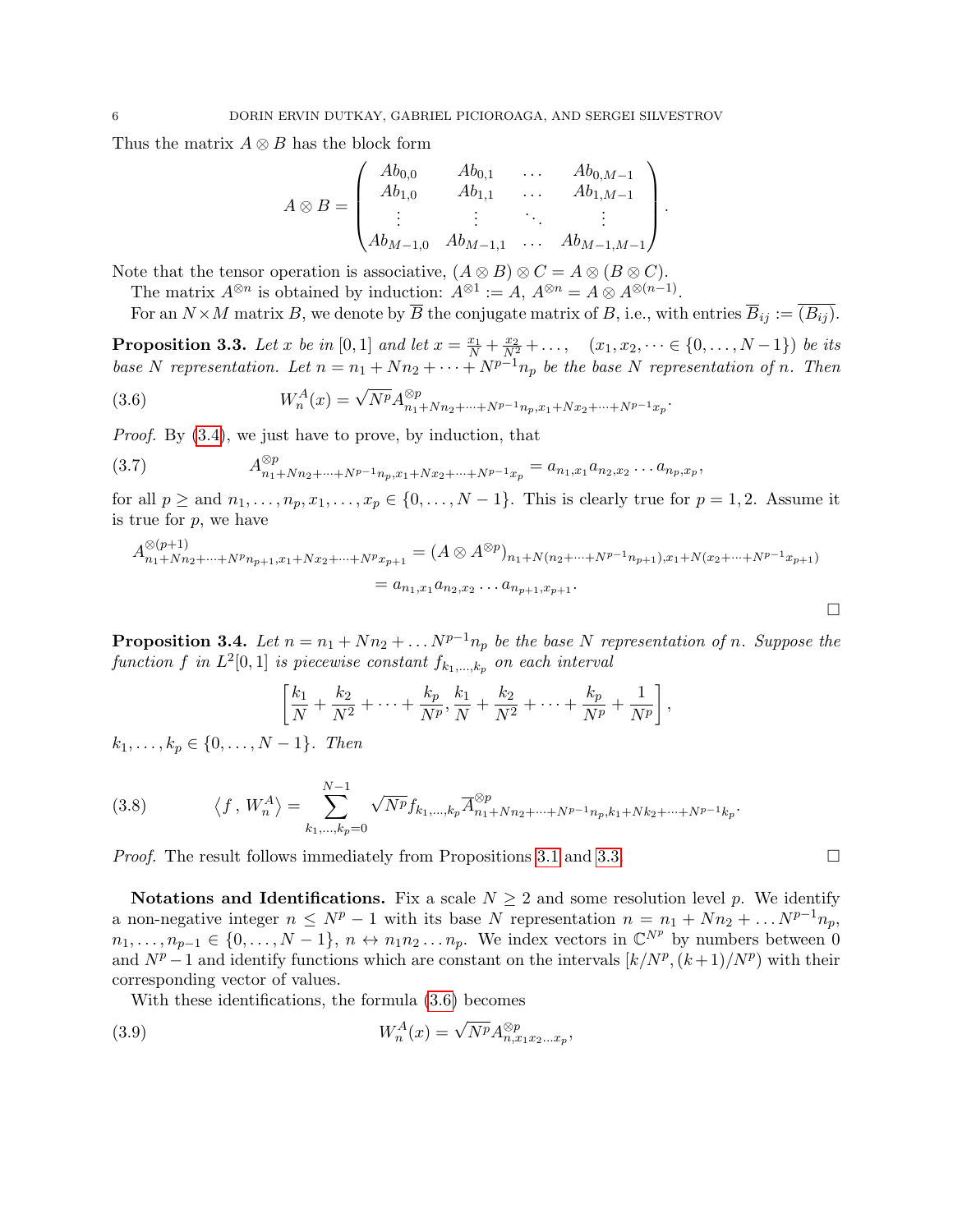Thus the matrix $A \otimes B$ has the block form

$$A \otimes B = \begin{pmatrix} Ab_{0,0} & Ab_{0,1} & \dots & Ab_{0,M-1} \\ Ab_{1,0} & Ab_{1,1} & \dots & Ab_{1,M-1} \\ \vdots & \vdots & \ddots & \vdots \\ Ab_{M-1,0} & Ab_{M-1,1} & \dots & Ab_{M-1,M-1} \end{pmatrix}.$$

Note that the tensor operation is associative, $(A \otimes B) \otimes C = A \otimes (B \otimes C)$.

The matrix $A^{\otimes n}$ is obtained by induction: $A^{\otimes 1} := A$, $A^{\otimes n} = A \otimes A^{\otimes (n-1)}$.

For an $N \times M$ matrix $B$, we denote by $\overline{B}$ the conjugate matrix of $B$, i.e., with entries $\overline{B}_{ij} := \overline{(B_{ij})}$.

**Proposition 3.3.** *Let $x$ be in $[0,1]$ and let $x = \frac{x_1}{N} + \frac{x_2}{N^2} + \dots, \quad (x_1, x_2, \dots \in \{0, \dots, N-1\})$ be its base $N$ representation. Let $n = n_1 + Nn_2 + \dots + N^{p-1}n_p$ be the base $N$ representation of $n$. Then*

$$W_n^A(x) = \sqrt{N^p} A^{\otimes p}_{n_1+Nn_2+\dots+N^{p-1}n_p, x_1+Nx_2+\dots+N^{p-1}x_p}. \tag{3.6}$$

*Proof.* By (3.4), we just have to prove, by induction, that

$$A^{\otimes p}_{n_1+Nn_2+\dots+N^{p-1}n_p, x_1+Nx_2+\dots+N^{p-1}x_p} = a_{n_1,x_1} a_{n_2,x_2} \dots a_{n_p,x_p}, \tag{3.7}$$

for all $p \geq$ and $n_1, \dots, n_p, x_1, \dots, x_p \in \{0, \dots, N-1\}$. This is clearly true for $p = 1, 2$. Assume it is true for $p$, we have

$$\begin{aligned} A^{\otimes (p+1)}_{n_1+Nn_2+\dots+N^p n_{p+1}, x_1+Nx_2+\dots+N^p x_{p+1}} &= (A \otimes A^{\otimes p})_{n_1+N(n_2+\dots+N^{p-1}n_{p+1}), x_1+N(x_2+\dots+N^{p-1}x_{p+1})} \\ &= a_{n_1,x_1} a_{n_2,x_2} \dots a_{n_{p+1},x_{p+1}}. \end{aligned}$$

$\square$

**Proposition 3.4.** *Let $n = n_1 + Nn_2 + \dots N^{p-1}n_p$ be the base $N$ representation of $n$. Suppose the function $f$ in $L^2[0,1]$ is piecewise constant $f_{k_1,\dots,k_p}$ on each interval*

$$\left[\frac{k_1}{N} + \frac{k_2}{N^2} + \dots + \frac{k_p}{N^p}, \frac{k_1}{N} + \frac{k_2}{N^2} + \dots + \frac{k_p}{N^p} + \frac{1}{N^p}\right],$$

*$k_1, \dots, k_p \in \{0, \dots, N-1\}$. Then*

$$\langle f \,, W_n^A \rangle = \sum_{k_1,\dots,k_p=0}^{N-1} \sqrt{N^p} f_{k_1,\dots,k_p} \overline{A}^{\otimes p}_{n_1+Nn_2+\dots+N^{p-1}n_p, k_1+Nk_2+\dots+N^{p-1}k_p}. \tag{3.8}$$

*Proof.* The result follows immediately from Propositions 3.1 and 3.3. $\square$

**Notations and Identifications.** Fix a scale $N \geq 2$ and some resolution level $p$. We identify a non-negative integer $n \leq N^p - 1$ with its base $N$ representation $n = n_1 + Nn_2 + \dots N^{p-1}n_p$, $n_1, \dots, n_{p-1} \in \{0, \dots, N-1\}$, $n \leftrightarrow n_1 n_2 \dots n_p$. We index vectors in $\mathbb{C}^{N^p}$ by numbers between $0$ and $N^p - 1$ and identify functions which are constant on the intervals $[k/N^p, (k+1)/N^p)$ with their corresponding vector of values.

With these identifications, the formula (3.6) becomes

$$W_n^A(x) = \sqrt{N^p} A^{\otimes p}_{n, x_1 x_2 \dots x_p}, \tag{3.9}$$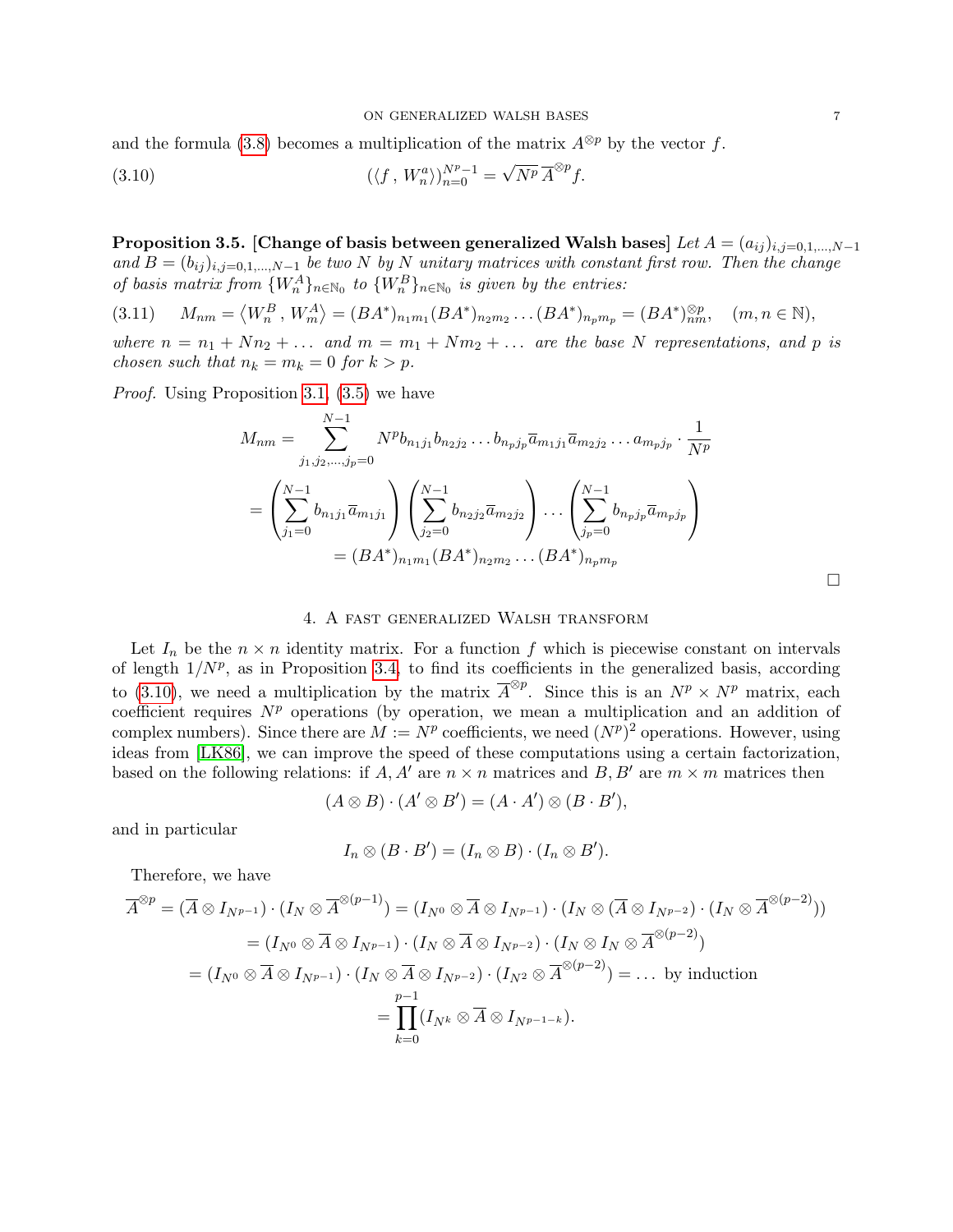and the formula (3.8) becomes a multiplication of the matrix $A^{\otimes p}$ by the vector $f$.

$$(\langle f\,,\,W_n^a\rangle)_{n=0}^{N^p-1} = \sqrt{N^p}\,\overline{A}^{\otimes p} f. \tag{3.10}$$

**Proposition 3.5. [Change of basis between generalized Walsh bases]** *Let $A = (a_{ij})_{i,j=0,1,\dots,N-1}$ and $B = (b_{ij})_{i,j=0,1,\dots,N-1}$ be two $N$ by $N$ unitary matrices with constant first row. Then the change of basis matrix from $\{W_n^A\}_{n\in\mathbb{N}_0}$ to $\{W_n^B\}_{n\in\mathbb{N}_0}$ is given by the entries:*

$$M_{nm} = \left\langle W_n^B\,,\,W_m^A\right\rangle = (BA^*)_{n_1m_1}(BA^*)_{n_2m_2}\dots(BA^*)_{n_pm_p} = (BA^*)^{\otimes p}_{nm}, \quad (m,n\in\mathbb{N}), \tag{3.11}$$

*where $n = n_1 + Nn_2 + \dots$ and $m = m_1 + Nm_2 + \dots$ are the base $N$ representations, and $p$ is chosen such that $n_k = m_k = 0$ for $k > p$.*

*Proof.* Using Proposition 3.1, (3.5) we have

$$\begin{aligned}
M_{nm} &= \sum_{j_1,j_2,\dots,j_p=0}^{N-1} N^p b_{n_1j_1}b_{n_2j_2}\dots b_{n_pj_p}\overline{a}_{m_1j_1}\overline{a}_{m_2j_2}\dots a_{m_pj_p}\cdot\frac{1}{N^p}\\
&= \left(\sum_{j_1=0}^{N-1} b_{n_1j_1}\overline{a}_{m_1j_1}\right)\left(\sum_{j_2=0}^{N-1} b_{n_2j_2}\overline{a}_{m_2j_2}\right)\dots\left(\sum_{j_p=0}^{N-1} b_{n_pj_p}\overline{a}_{m_pj_p}\right)\\
&= (BA^*)_{n_1m_1}(BA^*)_{n_2m_2}\dots(BA^*)_{n_pm_p}
\end{aligned}$$

∎

## 4. A fast generalized Walsh transform

Let $I_n$ be the $n\times n$ identity matrix. For a function $f$ which is piecewise constant on intervals of length $1/N^p$, as in Proposition 3.4, to find its coefficients in the generalized basis, according to (3.10), we need a multiplication by the matrix $\overline{A}^{\otimes p}$. Since this is an $N^p\times N^p$ matrix, each coefficient requires $N^p$ operations (by operation, we mean a multiplication and an addition of complex numbers). Since there are $M := N^p$ coefficients, we need $(N^p)^2$ operations. However, using ideas from [LK86], we can improve the speed of these computations using a certain factorization, based on the following relations: if $A, A'$ are $n\times n$ matrices and $B, B'$ are $m\times m$ matrices then

$$(A\otimes B)\cdot(A'\otimes B') = (A\cdot A')\otimes(B\cdot B'),$$

and in particular

$$I_n\otimes(B\cdot B') = (I_n\otimes B)\cdot(I_n\otimes B').$$

Therefore, we have

$$\begin{aligned}
\overline{A}^{\otimes p} &= (\overline{A}\otimes I_{N^{p-1}})\cdot(I_N\otimes\overline{A}^{\otimes(p-1)}) = (I_{N^0}\otimes\overline{A}\otimes I_{N^{p-1}})\cdot(I_N\otimes(\overline{A}\otimes I_{N^{p-2}})\cdot(I_N\otimes\overline{A}^{\otimes(p-2)}))\\
&= (I_{N^0}\otimes\overline{A}\otimes I_{N^{p-1}})\cdot(I_N\otimes\overline{A}\otimes I_{N^{p-2}})\cdot(I_N\otimes I_N\otimes\overline{A}^{\otimes(p-2)})\\
&= (I_{N^0}\otimes\overline{A}\otimes I_{N^{p-1}})\cdot(I_N\otimes\overline{A}\otimes I_{N^{p-2}})\cdot(I_{N^2}\otimes\overline{A}^{\otimes(p-2)}) = \dots \text{ by induction}\\
&= \prod_{k=0}^{p-1}(I_{N^k}\otimes\overline{A}\otimes I_{N^{p-1-k}}).
\end{aligned}$$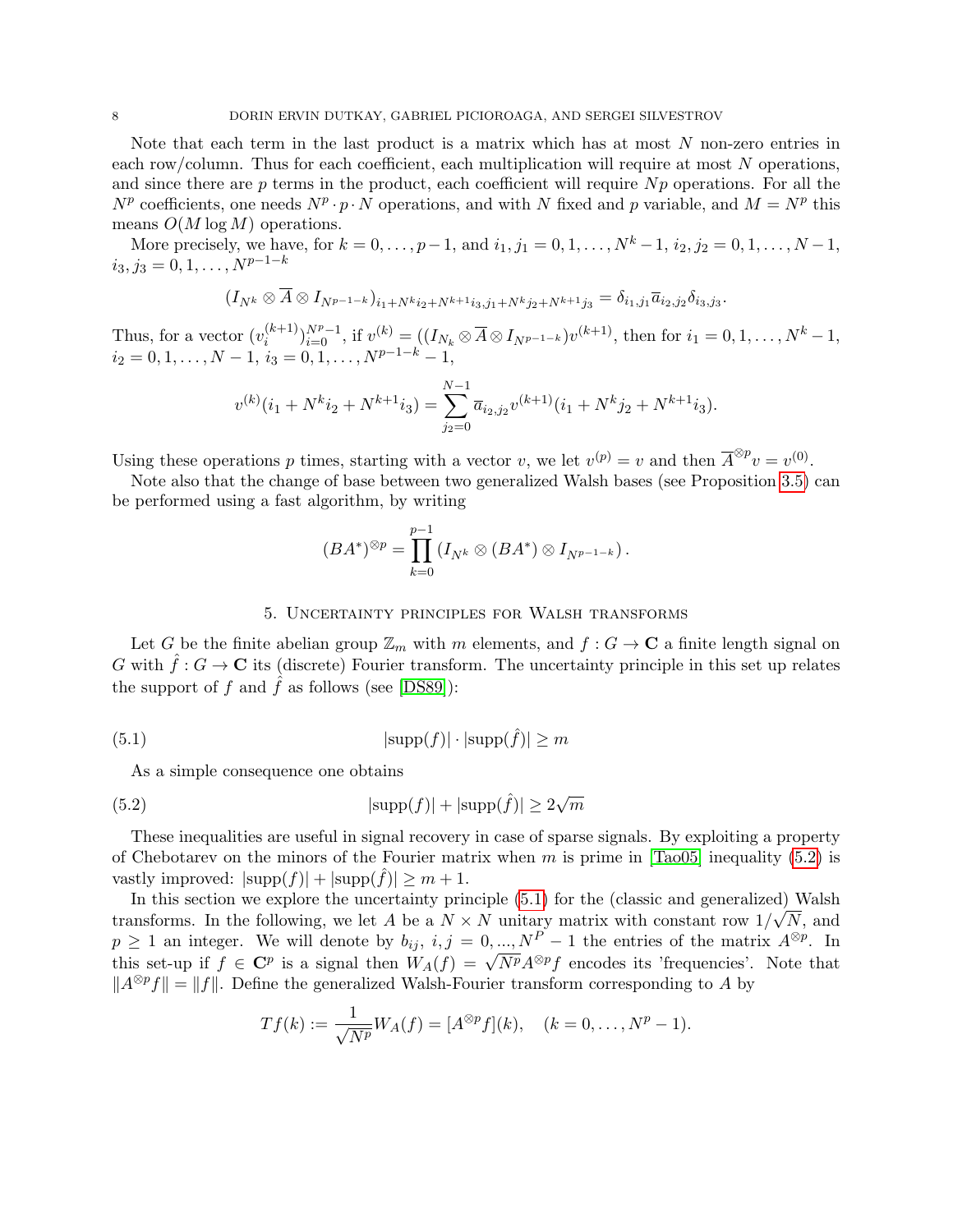Note that each term in the last product is a matrix which has at most $N$ non-zero entries in each row/column. Thus for each coefficient, each multiplication will require at most $N$ operations, and since there are $p$ terms in the product, each coefficient will require $Np$ operations. For all the $N^p$ coefficients, one needs $N^p \cdot p \cdot N$ operations, and with $N$ fixed and $p$ variable, and $M = N^p$ this means $O(M \log M)$ operations.

More precisely, we have, for $k = 0, \dots, p-1$, and $i_1, j_1 = 0, 1, \dots, N^k - 1$, $i_2, j_2 = 0, 1, \dots, N-1$, $i_3, j_3 = 0, 1, \dots, N^{p-1-k}$

$$(I_{N^k} \otimes \overline{A} \otimes I_{N^{p-1-k}})_{i_1 + N^k i_2 + N^{k+1} i_3, j_1 + N^k j_2 + N^{k+1} j_3} = \delta_{i_1, j_1} \overline{a}_{i_2, j_2} \delta_{i_3, j_3}.$$

Thus, for a vector $(v_i^{(k+1)})_{i=0}^{N^p - 1}$, if $v^{(k)} = ((I_{N_k} \otimes \overline{A} \otimes I_{N^{p-1-k}})v^{(k+1)}$, then for $i_1 = 0, 1, \dots, N^k - 1$, $i_2 = 0, 1, \dots, N-1$, $i_3 = 0, 1, \dots, N^{p-1-k} - 1$,

$$v^{(k)}(i_1 + N^k i_2 + N^{k+1} i_3) = \sum_{j_2=0}^{N-1} \overline{a}_{i_2, j_2} v^{(k+1)}(i_1 + N^k j_2 + N^{k+1} i_3).$$

Using these operations $p$ times, starting with a vector $v$, we let $v^{(p)} = v$ and then $\overline{A}^{\otimes p} v = v^{(0)}$.

Note also that the change of base between two generalized Walsh bases (see Proposition 3.5) can be performed using a fast algorithm, by writing

$$(BA^*)^{\otimes p} = \prod_{k=0}^{p-1} \left( I_{N^k} \otimes (BA^*) \otimes I_{N^{p-1-k}} \right).$$

## 5. Uncertainty principles for Walsh transforms

Let $G$ be the finite abelian group $\mathbb{Z}_m$ with $m$ elements, and $f : G \to \mathbf{C}$ a finite length signal on $G$ with $\hat{f} : G \to \mathbf{C}$ its (discrete) Fourier transform. The uncertainty principle in this set up relates the support of $f$ and $\hat{f}$ as follows (see [DS89]):

$$|\text{supp}(f)| \cdot |\text{supp}(\hat{f})| \geq m \tag{5.1}$$

As a simple consequence one obtains

$$|\text{supp}(f)| + |\text{supp}(\hat{f})| \geq 2\sqrt{m} \tag{5.2}$$

These inequalities are useful in signal recovery in case of sparse signals. By exploiting a property of Chebotarev on the minors of the Fourier matrix when $m$ is prime in [Tao05] inequality (5.2) is vastly improved: $|\text{supp}(f)| + |\text{supp}(\hat{f})| \geq m + 1$.

In this section we explore the uncertainty principle (5.1) for the (classic and generalized) Walsh transforms. In the following, we let $A$ be a $N \times N$ unitary matrix with constant row $1/\sqrt{N}$, and $p \geq 1$ an integer. We will denote by $b_{ij}$, $i, j = 0, ..., N^P - 1$ the entries of the matrix $A^{\otimes p}$. In this set-up if $f \in \mathbf{C}^p$ is a signal then $W_A(f) = \sqrt{N^p} A^{\otimes p} f$ encodes its 'frequencies'. Note that $\|A^{\otimes p} f\| = \|f\|$. Define the generalized Walsh-Fourier transform corresponding to $A$ by

$$Tf(k) := \frac{1}{\sqrt{N^p}} W_A(f) = [A^{\otimes p} f](k), \quad (k = 0, \dots, N^p - 1).$$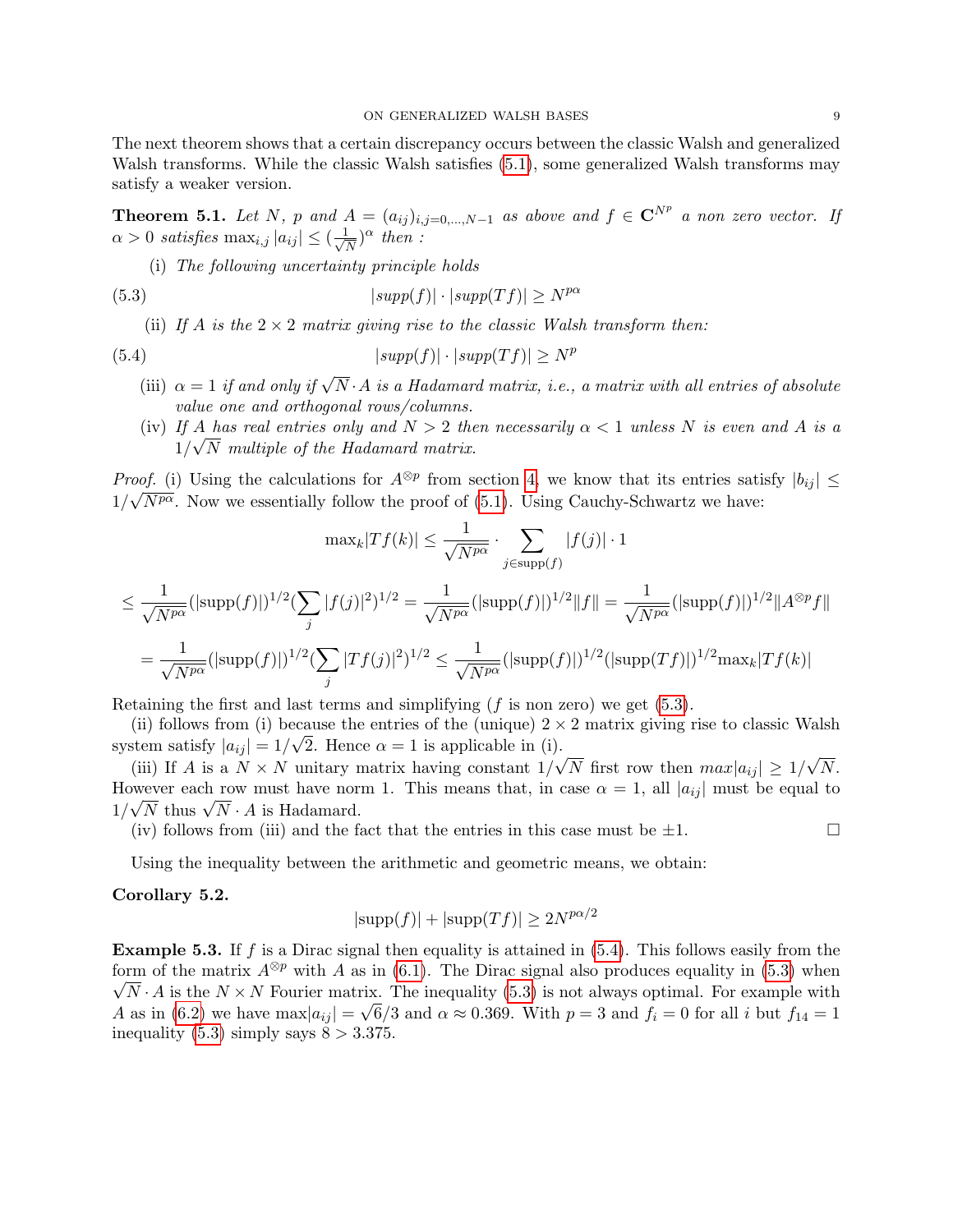The next theorem shows that a certain discrepancy occurs between the classic Walsh and generalized Walsh transforms. While the classic Walsh satisfies (5.1), some generalized Walsh transforms may satisfy a weaker version.

**Theorem 5.1.** *Let $N$, $p$ and $A = (a_{ij})_{i,j=0,\ldots,N-1}$ as above and $f \in \mathbf{C}^{N^p}$ a non zero vector. If $\alpha > 0$ satisfies $\max_{i,j} |a_{ij}| \leq (\frac{1}{\sqrt{N}})^\alpha$ then :*

(i) *The following uncertainty principle holds*

$$|supp(f)| \cdot |supp(Tf)| \geq N^{p\alpha} \tag{5.3}$$

(ii) *If $A$ is the $2 \times 2$ matrix giving rise to the classic Walsh transform then:*

$$|supp(f)| \cdot |supp(Tf)| \geq N^{p} \tag{5.4}$$

(iii) *$\alpha = 1$ if and only if $\sqrt{N} \cdot A$ is a Hadamard matrix, i.e., a matrix with all entries of absolute value one and orthogonal rows/columns.*

(iv) *If $A$ has real entries only and $N > 2$ then necessarily $\alpha < 1$ unless $N$ is even and $A$ is a $1/\sqrt{N}$ multiple of the Hadamard matrix.*

*Proof.* (i) Using the calculations for $A^{\otimes p}$ from section 4, we know that its entries satisfy $|b_{ij}| \leq 1/\sqrt{N^{p\alpha}}$. Now we essentially follow the proof of (5.1). Using Cauchy-Schwartz we have:

$$\max_k |Tf(k)| \leq \frac{1}{\sqrt{N^{p\alpha}}} \cdot \sum_{j \in \text{supp}(f)} |f(j)| \cdot 1$$

$$\leq \frac{1}{\sqrt{N^{p\alpha}}} (|\text{supp}(f)|)^{1/2} (\sum_j |f(j)|^2)^{1/2} = \frac{1}{\sqrt{N^{p\alpha}}} (|\text{supp}(f)|)^{1/2} \|f\| = \frac{1}{\sqrt{N^{p\alpha}}} (|\text{supp}(f)|)^{1/2} \|A^{\otimes p} f\|$$

$$= \frac{1}{\sqrt{N^{p\alpha}}} (|\text{supp}(f)|)^{1/2} (\sum_j |Tf(j)|^2)^{1/2} \leq \frac{1}{\sqrt{N^{p\alpha}}} (|\text{supp}(f)|)^{1/2} (|\text{supp}(Tf)|)^{1/2} \max_k |Tf(k)|$$

Retaining the first and last terms and simplifying ($f$ is non zero) we get (5.3).

(ii) follows from (i) because the entries of the (unique) $2 \times 2$ matrix giving rise to classic Walsh system satisfy $|a_{ij}| = 1/\sqrt{2}$. Hence $\alpha = 1$ is applicable in (i).

(iii) If $A$ is a $N \times N$ unitary matrix having constant $1/\sqrt{N}$ first row then $max|a_{ij}| \geq 1/\sqrt{N}$. However each row must have norm 1. This means that, in case $\alpha = 1$, all $|a_{ij}|$ must be equal to $1/\sqrt{N}$ thus $\sqrt{N} \cdot A$ is Hadamard.

(iv) follows from (iii) and the fact that the entries in this case must be $\pm 1$. □

Using the inequality between the arithmetic and geometric means, we obtain:

**Corollary 5.2.**

$$|\text{supp}(f)| + |\text{supp}(Tf)| \geq 2N^{p\alpha/2}$$

**Example 5.3.** If $f$ is a Dirac signal then equality is attained in (5.4). This follows easily from the form of the matrix $A^{\otimes p}$ with $A$ as in (6.1). The Dirac signal also produces equality in (5.3) when $\sqrt{N} \cdot A$ is the $N \times N$ Fourier matrix. The inequality (5.3) is not always optimal. For example with $A$ as in (6.2) we have $\max|a_{ij}| = \sqrt{6}/3$ and $\alpha \approx 0.369$. With $p = 3$ and $f_i = 0$ for all $i$ but $f_{14} = 1$ inequality (5.3) simply says $8 > 3.375$.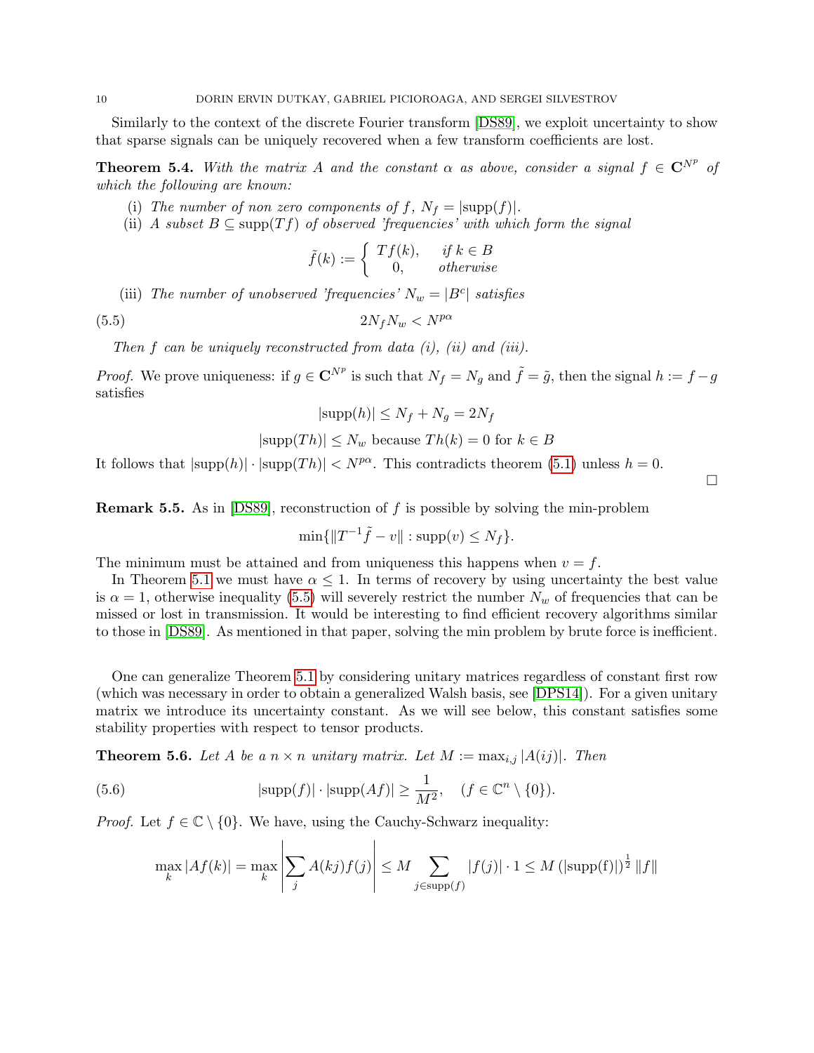Similarly to the context of the discrete Fourier transform [DS89], we exploit uncertainty to show that sparse signals can be uniquely recovered when a few transform coefficients are lost.

**Theorem 5.4.** *With the matrix $A$ and the constant $\alpha$ as above, consider a signal $f \in \mathbf{C}^{N^p}$ of which the following are known:*

(i) *The number of non zero components of $f$, $N_f = |\text{supp}(f)|$.*

(ii) *A subset $B \subseteq \text{supp}(Tf)$ of observed 'frequencies' with which form the signal*

$$\tilde{f}(k) := \begin{cases} Tf(k), & \text{if } k \in B \\ 0, & \text{otherwise} \end{cases}$$

(iii) *The number of unobserved 'frequencies' $N_w = |B^c|$ satisfies*

$$2N_f N_w < N^{p\alpha} \tag{5.5}$$

*Then $f$ can be uniquely reconstructed from data (i), (ii) and (iii).*

*Proof.* We prove uniqueness: if $g \in \mathbf{C}^{N^p}$ is such that $N_f = N_g$ and $\tilde{f} = \tilde{g}$, then the signal $h := f - g$ satisfies

$$|\text{supp}(h)| \leq N_f + N_g = 2N_f$$

$$|\text{supp}(Th)| \leq N_w \text{ because } Th(k) = 0 \text{ for } k \in B$$

It follows that $|\text{supp}(h)| \cdot |\text{supp}(Th)| < N^{p\alpha}$. This contradicts theorem (5.1) unless $h = 0$. □

**Remark 5.5.** As in [DS89], reconstruction of $f$ is possible by solving the min-problem

$$\min\{\|T^{-1}\tilde{f} - v\| : \text{supp}(v) \leq N_f\}.$$

The minimum must be attained and from uniqueness this happens when $v = f$.

In Theorem 5.1 we must have $\alpha \leq 1$. In terms of recovery by using uncertainty the best value is $\alpha = 1$, otherwise inequality (5.5) will severely restrict the number $N_w$ of frequencies that can be missed or lost in transmission. It would be interesting to find efficient recovery algorithms similar to those in [DS89]. As mentioned in that paper, solving the min problem by brute force is inefficient.

One can generalize Theorem 5.1 by considering unitary matrices regardless of constant first row (which was necessary in order to obtain a generalized Walsh basis, see [DPS14]). For a given unitary matrix we introduce its uncertainty constant. As we will see below, this constant satisfies some stability properties with respect to tensor products.

**Theorem 5.6.** *Let $A$ be a $n \times n$ unitary matrix. Let $M := \max_{i,j} |A(ij)|$. Then*

$$|\text{supp}(f)| \cdot |\text{supp}(Af)| \geq \frac{1}{M^2}, \quad (f \in \mathbb{C}^n \setminus \{0\}). \tag{5.6}$$

*Proof.* Let $f \in \mathbb{C} \setminus \{0\}$. We have, using the Cauchy-Schwarz inequality:

$$\max_k |Af(k)| = \max_k \left| \sum_j A(kj) f(j) \right| \leq M \sum_{j \in \text{supp}(f)} |f(j)| \cdot 1 \leq M \left(|\text{supp(f)}|\right)^{\frac{1}{2}} \|f\|$$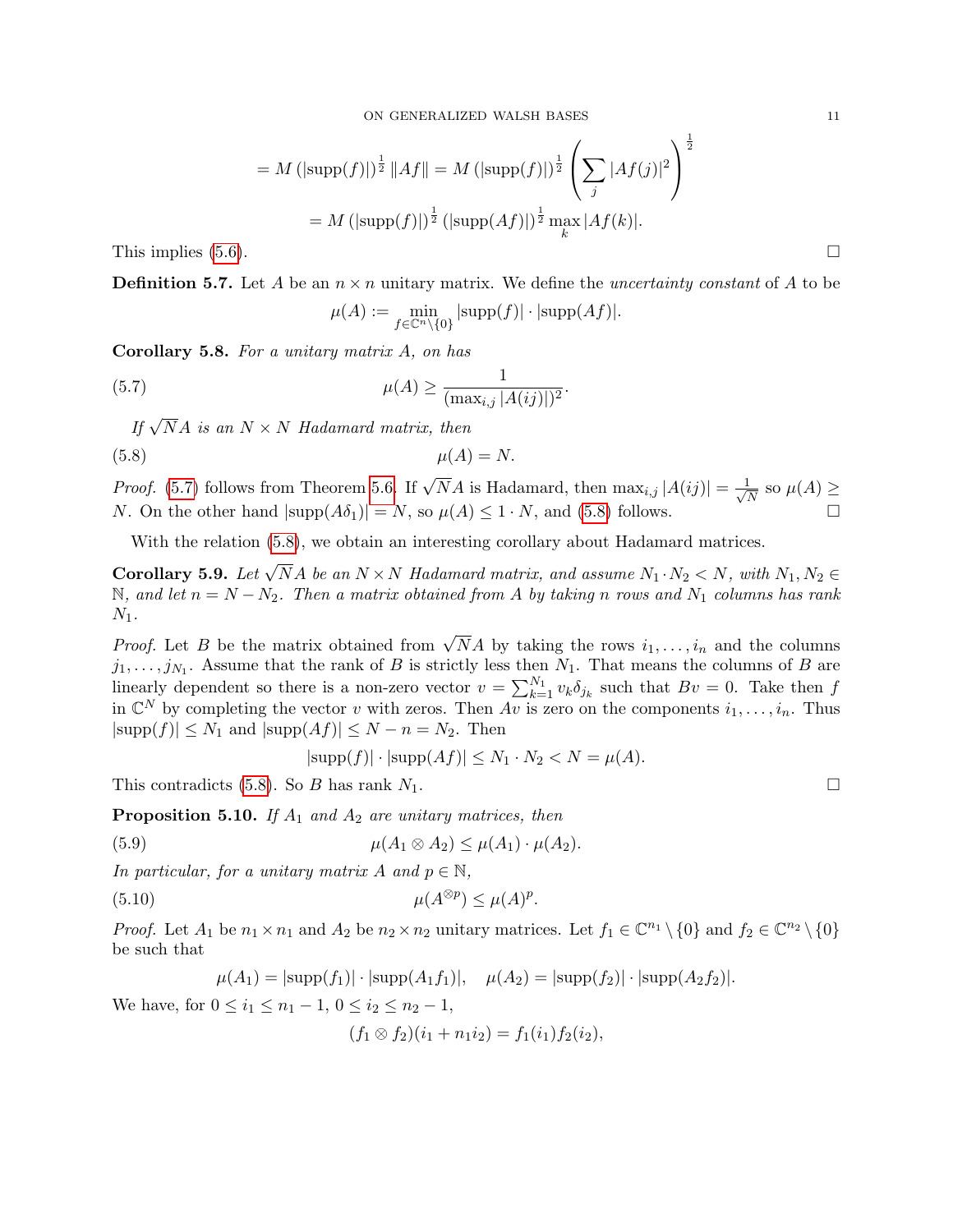$$= M\left(|\text{supp}(f)|\right)^{\frac{1}{2}}\|Af\| = M\left(|\text{supp}(f)|\right)^{\frac{1}{2}}\left(\sum_j |Af(j)|^2\right)^{\frac{1}{2}}$$

$$= M\left(|\text{supp}(f)|\right)^{\frac{1}{2}}\left(|\text{supp}(Af)|\right)^{\frac{1}{2}}\max_k |Af(k)|.$$

This implies (5.6). ☐

**Definition 5.7.** Let $A$ be an $n \times n$ unitary matrix. We define the *uncertainty constant* of $A$ to be

$$\mu(A) := \min_{f \in \mathbb{C}^n \setminus \{0\}} |\text{supp}(f)| \cdot |\text{supp}(Af)|.$$

**Corollary 5.8.** *For a unitary matrix $A$, on has*

$$\mu(A) \geq \frac{1}{(\max_{i,j}|A(ij)|)^2}. \tag{5.7}$$

*If $\sqrt{N}A$ is an $N \times N$ Hadamard matrix, then*

$$\mu(A) = N. \tag{5.8}$$

*Proof.* (5.7) follows from Theorem 5.6. If $\sqrt{N}A$ is Hadamard, then $\max_{i,j}|A(ij)| = \frac{1}{\sqrt{N}}$ so $\mu(A) \geq N$. On the other hand $|\text{supp}(A\delta_1)| = N$, so $\mu(A) \leq 1 \cdot N$, and (5.8) follows. ☐

With the relation (5.8), we obtain an interesting corollary about Hadamard matrices.

**Corollary 5.9.** *Let $\sqrt{N}A$ be an $N \times N$ Hadamard matrix, and assume $N_1 \cdot N_2 < N$, with $N_1, N_2 \in \mathbb{N}$, and let $n = N - N_2$. Then a matrix obtained from $A$ by taking $n$ rows and $N_1$ columns has rank $N_1$.*

*Proof.* Let $B$ be the matrix obtained from $\sqrt{N}A$ by taking the rows $i_1, \dots, i_n$ and the columns $j_1, \dots, j_{N_1}$. Assume that the rank of $B$ is strictly less then $N_1$. That means the columns of $B$ are linearly dependent so there is a non-zero vector $v = \sum_{k=1}^{N_1} v_k \delta_{j_k}$ such that $Bv = 0$. Take then $f$ in $\mathbb{C}^N$ by completing the vector $v$ with zeros. Then $Av$ is zero on the components $i_1, \dots, i_n$. Thus $|\text{supp}(f)| \leq N_1$ and $|\text{supp}(Af)| \leq N - n = N_2$. Then

$$|\text{supp}(f)| \cdot |\text{supp}(Af)| \leq N_1 \cdot N_2 < N = \mu(A).$$

This contradicts (5.8). So $B$ has rank $N_1$. ☐

**Proposition 5.10.** *If $A_1$ and $A_2$ are unitary matrices, then*

$$\mu(A_1 \otimes A_2) \leq \mu(A_1) \cdot \mu(A_2). \tag{5.9}$$

*In particular, for a unitary matrix $A$ and $p \in \mathbb{N}$,*

$$\mu(A^{\otimes p}) \leq \mu(A)^p. \tag{5.10}$$

*Proof.* Let $A_1$ be $n_1 \times n_1$ and $A_2$ be $n_2 \times n_2$ unitary matrices. Let $f_1 \in \mathbb{C}^{n_1} \setminus \{0\}$ and $f_2 \in \mathbb{C}^{n_2} \setminus \{0\}$ be such that

$$\mu(A_1) = |\text{supp}(f_1)| \cdot |\text{supp}(A_1 f_1)|, \quad \mu(A_2) = |\text{supp}(f_2)| \cdot |\text{supp}(A_2 f_2)|.$$

We have, for $0 \leq i_1 \leq n_1 - 1$, $0 \leq i_2 \leq n_2 - 1$,

$$(f_1 \otimes f_2)(i_1 + n_1 i_2) = f_1(i_1) f_2(i_2),$$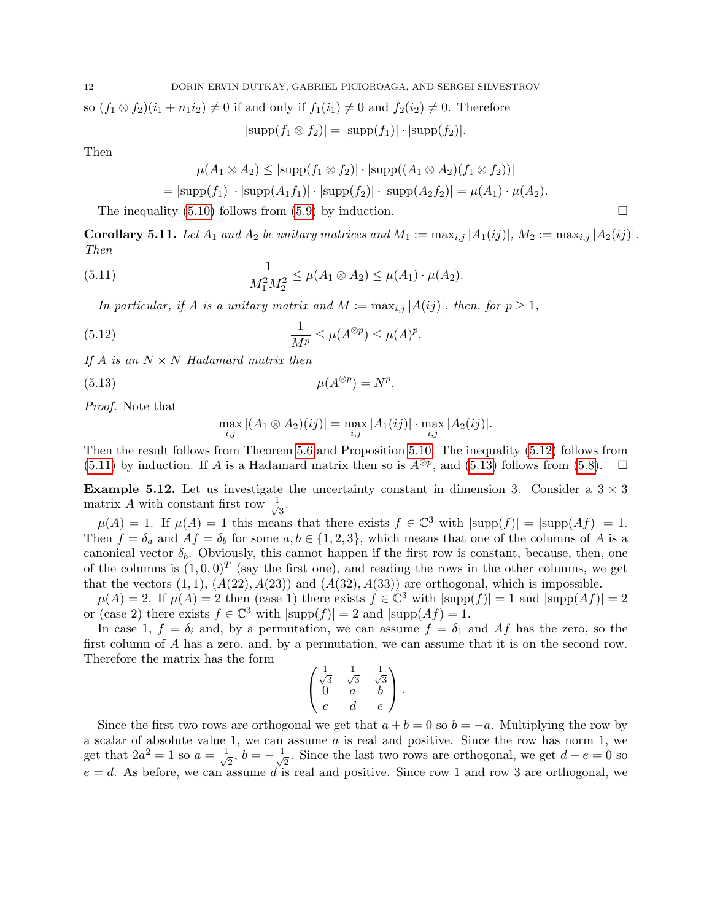so $(f_1 \otimes f_2)(i_1 + n_1 i_2) \neq 0$ if and only if $f_1(i_1) \neq 0$ and $f_2(i_2) \neq 0$. Therefore

$$|\text{supp}(f_1 \otimes f_2)| = |\text{supp}(f_1)| \cdot |\text{supp}(f_2)|.$$

Then

$$\mu(A_1 \otimes A_2) \leq |\text{supp}(f_1 \otimes f_2)| \cdot |\text{supp}((A_1 \otimes A_2)(f_1 \otimes f_2))|$$
$$= |\text{supp}(f_1)| \cdot |\text{supp}(A_1 f_1)| \cdot |\text{supp}(f_2)| \cdot |\text{supp}(A_2 f_2)| = \mu(A_1) \cdot \mu(A_2).$$

The inequality (5.10) follows from (5.9) by induction. $\square$

**Corollary 5.11.** *Let $A_1$ and $A_2$ be unitary matrices and $M_1 := \max_{i,j} |A_1(ij)|$, $M_2 := \max_{i,j} |A_2(ij)|$. Then*

$$\frac{1}{M_1^2 M_2^2} \leq \mu(A_1 \otimes A_2) \leq \mu(A_1) \cdot \mu(A_2). \tag{5.11}$$

*In particular, if $A$ is a unitary matrix and $M := \max_{i,j} |A(ij)|$, then, for $p \geq 1$,*

$$\frac{1}{M^p} \leq \mu(A^{\otimes p}) \leq \mu(A)^p. \tag{5.12}$$

*If $A$ is an $N \times N$ Hadamard matrix then*

$$\mu(A^{\otimes p}) = N^p. \tag{5.13}$$

*Proof.* Note that

$$\max_{i,j} |(A_1 \otimes A_2)(ij)| = \max_{i,j} |A_1(ij)| \cdot \max_{i,j} |A_2(ij)|.$$

Then the result follows from Theorem 5.6 and Proposition 5.10. The inequality (5.12) follows from (5.11) by induction. If $A$ is a Hadamard matrix then so is $A^{\otimes p}$, and (5.13) follows from (5.8). $\square$

**Example 5.12.** Let us investigate the uncertainty constant in dimension 3. Consider a $3 \times 3$ matrix $A$ with constant first row $\frac{1}{\sqrt{3}}$.

$\mu(A) = 1$. If $\mu(A) = 1$ this means that there exists $f \in \mathbb{C}^3$ with $|\text{supp}(f)| = |\text{supp}(Af)| = 1$. Then $f = \delta_a$ and $Af = \delta_b$ for some $a, b \in \{1, 2, 3\}$, which means that one of the columns of $A$ is a canonical vector $\delta_b$. Obviously, this cannot happen if the first row is constant, because, then, one of the columns is $(1, 0, 0)^T$ (say the first one), and reading the rows in the other columns, we get that the vectors $(1, 1)$, $(A(22), A(23))$ and $(A(32), A(33))$ are orthogonal, which is impossible.

$\mu(A) = 2$. If $\mu(A) = 2$ then (case 1) there exists $f \in \mathbb{C}^3$ with $|\text{supp}(f)| = 1$ and $|\text{supp}(Af)| = 2$ or (case 2) there exists $f \in \mathbb{C}^3$ with $|\text{supp}(f)| = 2$ and $|\text{supp}(Af) = 1$.

In case 1, $f = \delta_i$ and, by a permutation, we can assume $f = \delta_1$ and $Af$ has the zero, so the first column of $A$ has a zero, and, by a permutation, we can assume that it is on the second row. Therefore the matrix has the form

$$\begin{pmatrix} \frac{1}{\sqrt{3}} & \frac{1}{\sqrt{3}} & \frac{1}{\sqrt{3}} \\ 0 & a & b \\ c & d & e \end{pmatrix}.$$

Since the first two rows are orthogonal we get that $a + b = 0$ so $b = -a$. Multiplying the row by a scalar of absolute value 1, we can assume $a$ is real and positive. Since the row has norm 1, we get that $2a^2 = 1$ so $a = \frac{1}{\sqrt{2}}$, $b = -\frac{1}{\sqrt{2}}$. Since the last two rows are orthogonal, we get $d - e = 0$ so $e = d$. As before, we can assume $d$ is real and positive. Since row 1 and row 3 are orthogonal, we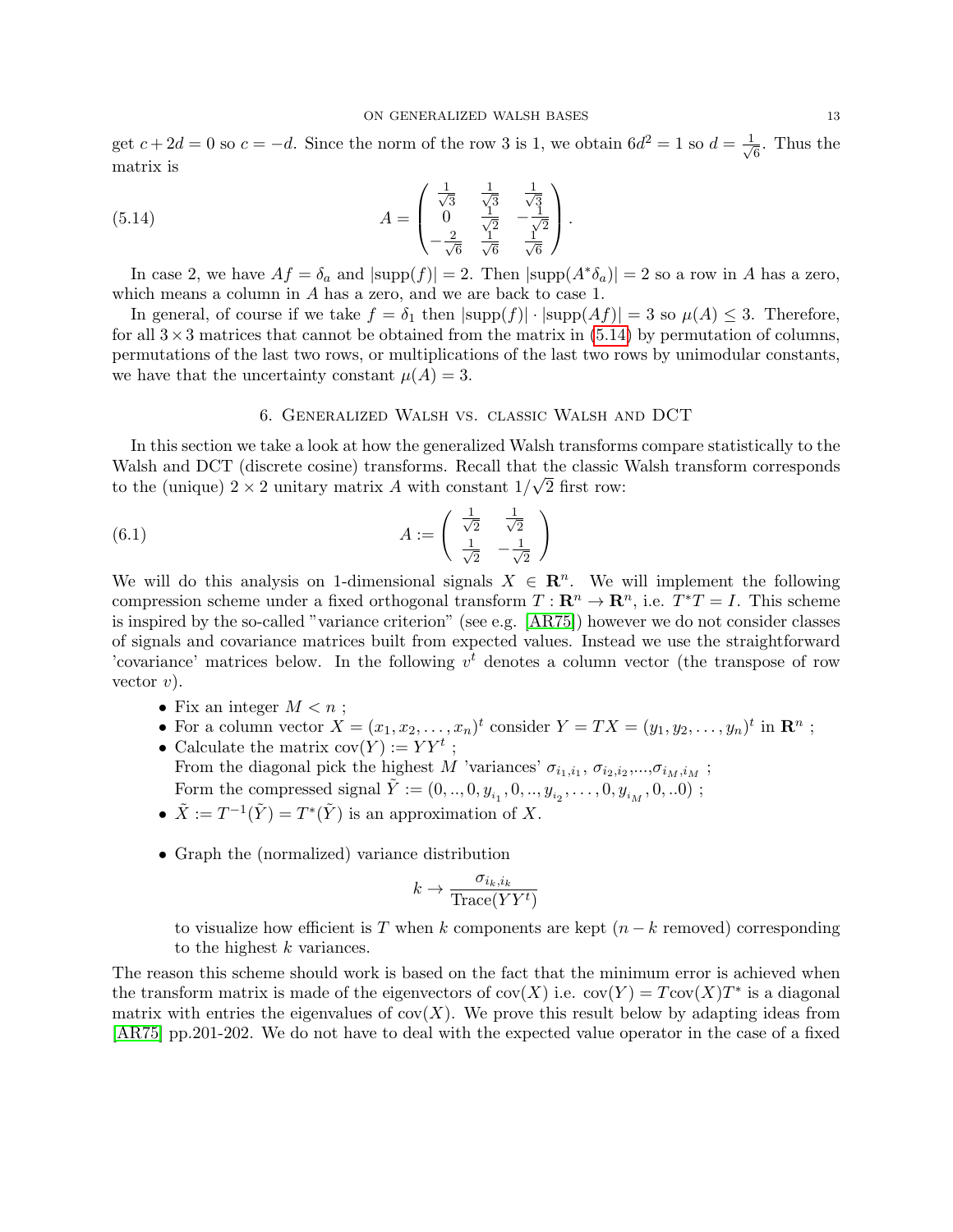get $c+2d=0$ so $c=-d$. Since the norm of the row 3 is 1, we obtain $6d^2=1$ so $d=\frac{1}{\sqrt{6}}$. Thus the matrix is

$$A = \begin{pmatrix} \frac{1}{\sqrt{3}} & \frac{1}{\sqrt{3}} & \frac{1}{\sqrt{3}} \\ 0 & \frac{1}{\sqrt{2}} & -\frac{1}{\sqrt{2}} \\ -\frac{2}{\sqrt{6}} & \frac{1}{\sqrt{6}} & \frac{1}{\sqrt{6}} \end{pmatrix}. \tag{5.14}$$

In case 2, we have $Af=\delta_a$ and $|\text{supp}(f)|=2$. Then $|\text{supp}(A^*\delta_a)|=2$ so a row in $A$ has a zero, which means a column in $A$ has a zero, and we are back to case 1.

In general, of course if we take $f=\delta_1$ then $|\text{supp}(f)|\cdot|\text{supp}(Af)|=3$ so $\mu(A)\leq 3$. Therefore, for all $3\times 3$ matrices that cannot be obtained from the matrix in (5.14) by permutation of columns, permutations of the last two rows, or multiplications of the last two rows by unimodular constants, we have that the uncertainty constant $\mu(A)=3$.

## 6. Generalized Walsh vs. classic Walsh and DCT

In this section we take a look at how the generalized Walsh transforms compare statistically to the Walsh and DCT (discrete cosine) transforms. Recall that the classic Walsh transform corresponds to the (unique) $2\times 2$ unitary matrix $A$ with constant $1/\sqrt{2}$ first row:

$$A := \begin{pmatrix} \frac{1}{\sqrt{2}} & \frac{1}{\sqrt{2}} \\ \frac{1}{\sqrt{2}} & -\frac{1}{\sqrt{2}} \end{pmatrix} \tag{6.1}$$

We will do this analysis on 1-dimensional signals $X\in\mathbf{R}^n$. We will implement the following compression scheme under a fixed orthogonal transform $T:\mathbf{R}^n\to\mathbf{R}^n$, i.e. $T^*T=I$. This scheme is inspired by the so-called "variance criterion" (see e.g. [AR75]) however we do not consider classes of signals and covariance matrices built from expected values. Instead we use the straightforward 'covariance' matrices below. In the following $v^t$ denotes a column vector (the transpose of row vector $v$).

- Fix an integer $M<n$ ;
- For a column vector $X=(x_1,x_2,\dots,x_n)^t$ consider $Y=TX=(y_1,y_2,\dots,y_n)^t$ in $\mathbf{R}^n$ ;
- Calculate the matrix $\text{cov}(Y):=YY^t$ ;
  From the diagonal pick the highest $M$ 'variances' $\sigma_{i_1,i_1}$, $\sigma_{i_2,i_2}$,...,$\sigma_{i_M,i_M}$ ;
  Form the compressed signal $\tilde{Y}:=(0,..,0,y_{i_1},0,..,y_{i_2},\dots,0,y_{i_M},0,..0)$ ;
- $\tilde{X}:=T^{-1}(\tilde{Y})=T^*(\tilde{Y})$ is an approximation of $X$.

- Graph the (normalized) variance distribution

$$k\to\frac{\sigma_{i_k,i_k}}{\text{Trace}(YY^t)}$$

  to visualize how efficient is $T$ when $k$ components are kept ($n-k$ removed) corresponding to the highest $k$ variances.

The reason this scheme should work is based on the fact that the minimum error is achieved when the transform matrix is made of the eigenvectors of $\text{cov}(X)$ i.e. $\text{cov}(Y)=T\text{cov}(X)T^*$ is a diagonal matrix with entries the eigenvalues of $\text{cov}(X)$. We prove this result below by adapting ideas from [AR75] pp.201-202. We do not have to deal with the expected value operator in the case of a fixed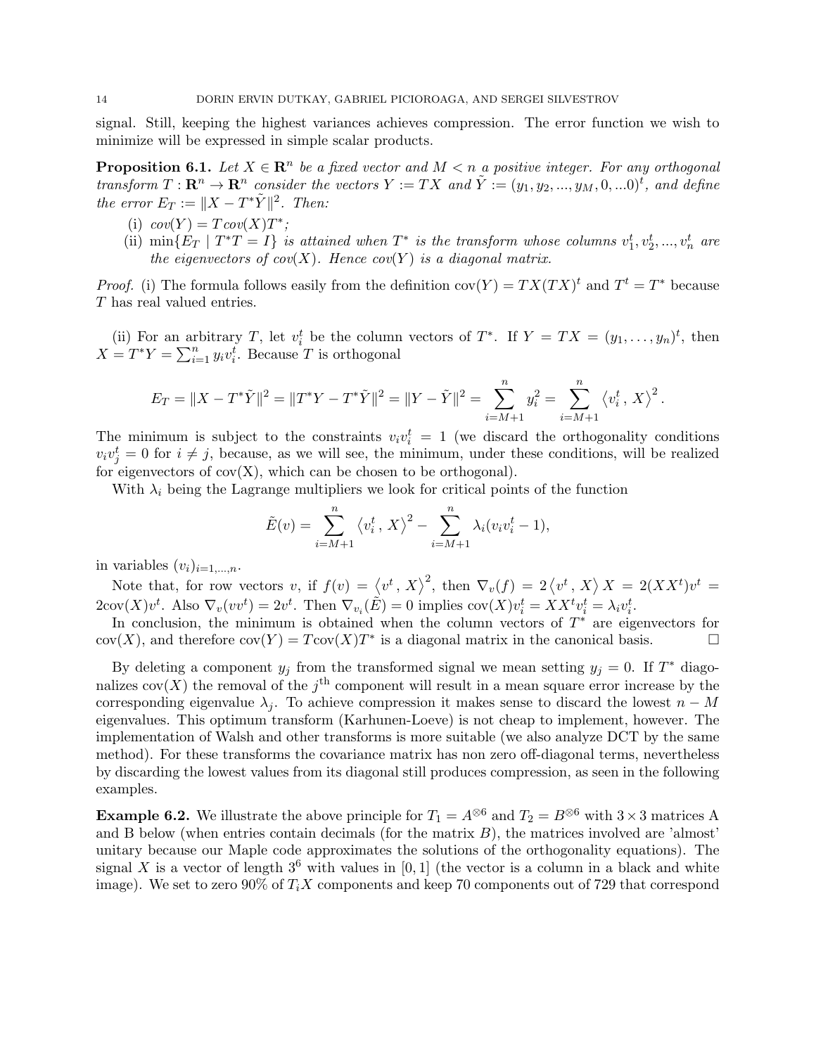signal. Still, keeping the highest variances achieves compression. The error function we wish to minimize will be expressed in simple scalar products.

**Proposition 6.1.** *Let $X \in \mathbf{R}^n$ be a fixed vector and $M < n$ a positive integer. For any orthogonal transform $T : \mathbf{R}^n \to \mathbf{R}^n$ consider the vectors $Y := TX$ and $\tilde{Y} := (y_1, y_2, ..., y_M, 0, ...0)^t$, and define the error $E_T := \|X - T^*\tilde{Y}\|^2$. Then:*

(i) *$cov(Y) = T\,cov(X)T^*$;*

(ii) *$\min\{E_T \mid T^*T = I\}$ is attained when $T^*$ is the transform whose columns $v_1^t, v_2^t, ..., v_n^t$ are the eigenvectors of $cov(X)$. Hence $cov(Y)$ is a diagonal matrix.*

*Proof.* (i) The formula follows easily from the definition $\text{cov}(Y) = TX(TX)^t$ and $T^t = T^*$ because $T$ has real valued entries.

(ii) For an arbitrary $T$, let $v_i^t$ be the column vectors of $T^*$. If $Y = TX = (y_1, \dots, y_n)^t$, then $X = T^*Y = \sum_{i=1}^n y_i v_i^t$. Because $T$ is orthogonal

$$E_T = \|X - T^*\tilde{Y}\|^2 = \|T^*Y - T^*\tilde{Y}\|^2 = \|Y - \tilde{Y}\|^2 = \sum_{i=M+1}^{n} y_i^2 = \sum_{i=M+1}^{n} \left\langle v_i^t\,,\,X\right\rangle^2.$$

The minimum is subject to the constraints $v_i v_i^t = 1$ (we discard the orthogonality conditions $v_i v_j^t = 0$ for $i \neq j$, because, as we will see, the minimum, under these conditions, will be realized for eigenvectors of cov(X), which can be chosen to be orthogonal).

With $\lambda_i$ being the Lagrange multipliers we look for critical points of the function

$$\tilde{E}(v) = \sum_{i=M+1}^{n} \left\langle v_i^t\,,\,X\right\rangle^2 - \sum_{i=M+1}^{n} \lambda_i(v_i v_i^t - 1),$$

in variables $(v_i)_{i=1,\dots,n}$.

Note that, for row vectors $v$, if $f(v) = \left\langle v^t\,,\,X\right\rangle^2$, then $\nabla_v(f) = 2\left\langle v^t\,,\,X\right\rangle X = 2(XX^t)v^t = 2\text{cov}(X)v^t$. Also $\nabla_v(vv^t) = 2v^t$. Then $\nabla_{v_i}(\tilde{E}) = 0$ implies $\text{cov}(X)v_i^t = XX^t v_i^t = \lambda_i v_i^t$.

In conclusion, the minimum is obtained when the column vectors of $T^*$ are eigenvectors for $\text{cov}(X)$, and therefore $\text{cov}(Y) = T\text{cov}(X)T^*$ is a diagonal matrix in the canonical basis. $\square$

By deleting a component $y_j$ from the transformed signal we mean setting $y_j = 0$. If $T^*$ diagonalizes $\text{cov}(X)$ the removal of the $j^{\text{th}}$ component will result in a mean square error increase by the corresponding eigenvalue $\lambda_j$. To achieve compression it makes sense to discard the lowest $n - M$ eigenvalues. This optimum transform (Karhunen-Loeve) is not cheap to implement, however. The implementation of Walsh and other transforms is more suitable (we also analyze DCT by the same method). For these transforms the covariance matrix has non zero off-diagonal terms, nevertheless by discarding the lowest values from its diagonal still produces compression, as seen in the following examples.

**Example 6.2.** We illustrate the above principle for $T_1 = A^{\otimes 6}$ and $T_2 = B^{\otimes 6}$ with $3 \times 3$ matrices A and B below (when entries contain decimals (for the matrix $B$), the matrices involved are 'almost' unitary because our Maple code approximates the solutions of the orthogonality equations). The signal $X$ is a vector of length $3^6$ with values in $[0, 1]$ (the vector is a column in a black and white image). We set to zero 90% of $T_i X$ components and keep 70 components out of 729 that correspond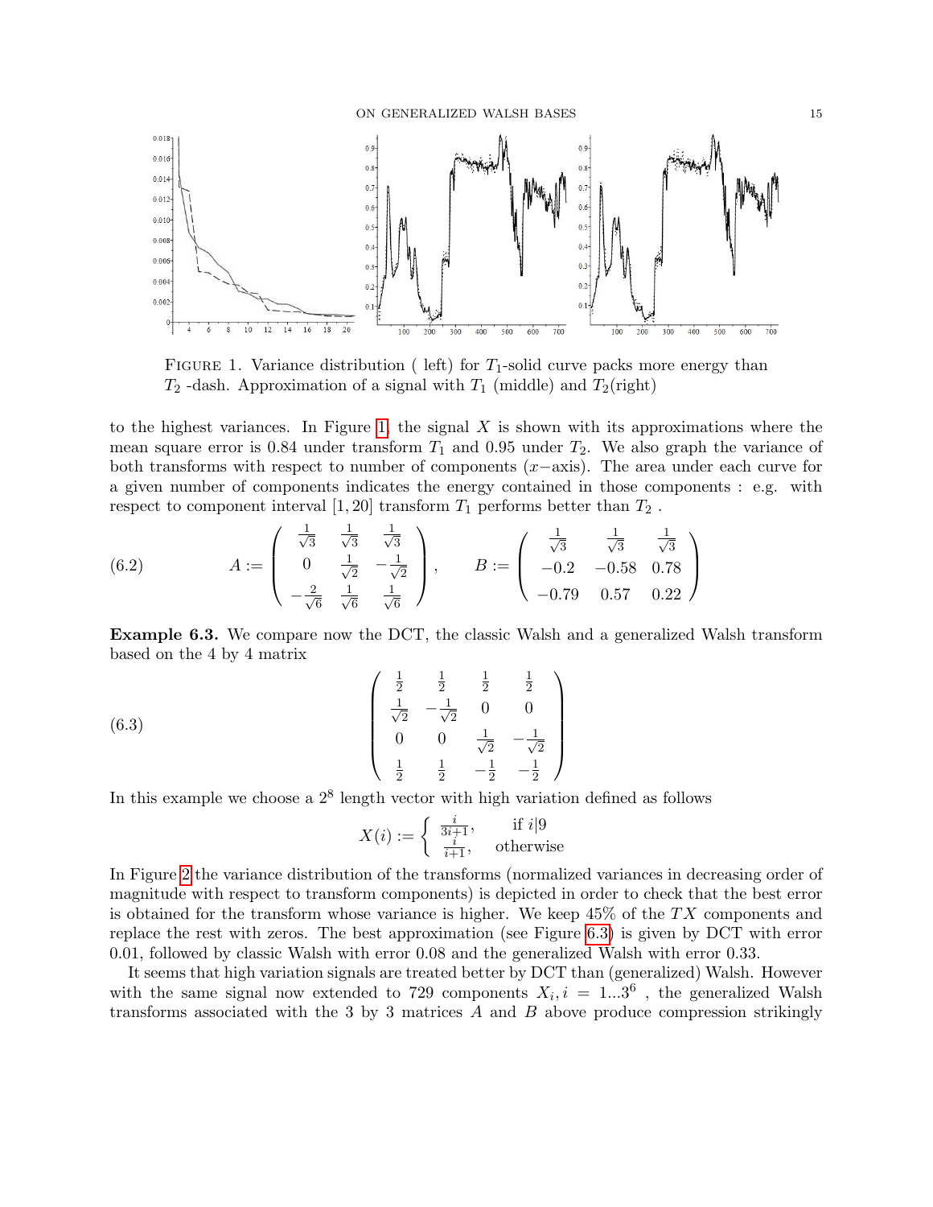FIGURE 1. Variance distribution ( left) for $T_1$-solid curve packs more energy than $T_2$ -dash. Approximation of a signal with $T_1$ (middle) and $T_2$(right)

to the highest variances. In Figure 1, the signal $X$ is shown with its approximations where the mean square error is 0.84 under transform $T_1$ and 0.95 under $T_2$. We also graph the variance of both transforms with respect to number of components ($x-$axis). The area under each curve for a given number of components indicates the energy contained in those components : e.g. with respect to component interval $[1, 20]$ transform $T_1$ performs better than $T_2$ .

$$
A := \begin{pmatrix} \frac{1}{\sqrt{3}} & \frac{1}{\sqrt{3}} & \frac{1}{\sqrt{3}} \\ 0 & \frac{1}{\sqrt{2}} & -\frac{1}{\sqrt{2}} \\ -\frac{2}{\sqrt{6}} & \frac{1}{\sqrt{6}} & \frac{1}{\sqrt{6}} \end{pmatrix}, \qquad B := \begin{pmatrix} \frac{1}{\sqrt{3}} & \frac{1}{\sqrt{3}} & \frac{1}{\sqrt{3}} \\ -0.2 & -0.58 & 0.78 \\ -0.79 & 0.57 & 0.22 \end{pmatrix} \tag{6.2}
$$

**Example 6.3.** We compare now the DCT, the classic Walsh and a generalized Walsh transform based on the 4 by 4 matrix

$$
\begin{pmatrix} \frac{1}{2} & \frac{1}{2} & \frac{1}{2} & \frac{1}{2} \\ \frac{1}{\sqrt{2}} & -\frac{1}{\sqrt{2}} & 0 & 0 \\ 0 & 0 & \frac{1}{\sqrt{2}} & -\frac{1}{\sqrt{2}} \\ \frac{1}{2} & \frac{1}{2} & -\frac{1}{2} & -\frac{1}{2} \end{pmatrix} \tag{6.3}
$$

In this example we choose a $2^8$ length vector with high variation defined as follows

$$
X(i) := \begin{cases} \frac{i}{3i+1}, & \text{if } i|9 \\ \frac{i}{i+1}, & \text{otherwise} \end{cases}
$$

In Figure 2 the variance distribution of the transforms (normalized variances in decreasing order of magnitude with respect to transform components) is depicted in order to check that the best error is obtained for the transform whose variance is higher. We keep 45% of the $TX$ components and replace the rest with zeros. The best approximation (see Figure 6.3) is given by DCT with error 0.01, followed by classic Walsh with error 0.08 and the generalized Walsh with error 0.33.

It seems that high variation signals are treated better by DCT than (generalized) Walsh. However with the same signal now extended to 729 components $X_i, i = 1 \ldots 3^6$ , the generalized Walsh transforms associated with the 3 by 3 matrices $A$ and $B$ above produce compression strikingly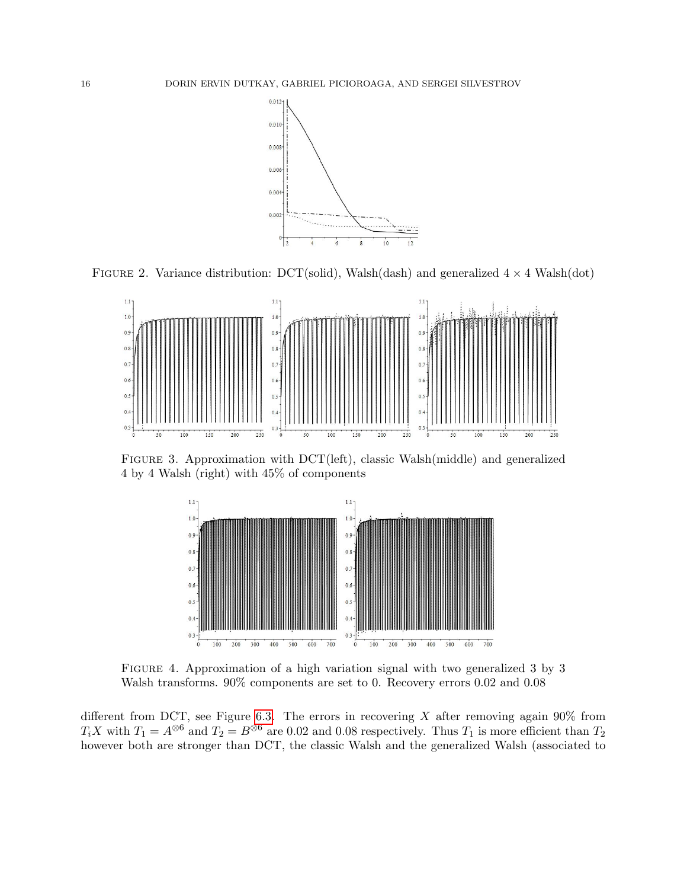FIGURE 2. Variance distribution: DCT(solid), Walsh(dash) and generalized $4 \times 4$ Walsh(dot)

FIGURE 3. Approximation with DCT(left), classic Walsh(middle) and generalized 4 by 4 Walsh (right) with 45% of components

FIGURE 4. Approximation of a high variation signal with two generalized 3 by 3 Walsh transforms. 90% components are set to 0. Recovery errors 0.02 and 0.08

different from DCT, see Figure 6.3. The errors in recovering $X$ after removing again 90% from $T_iX$ with $T_1 = A^{\otimes 6}$ and $T_2 = B^{\otimes 6}$ are 0.02 and 0.08 respectively. Thus $T_1$ is more efficient than $T_2$ however both are stronger than DCT, the classic Walsh and the generalized Walsh (associated to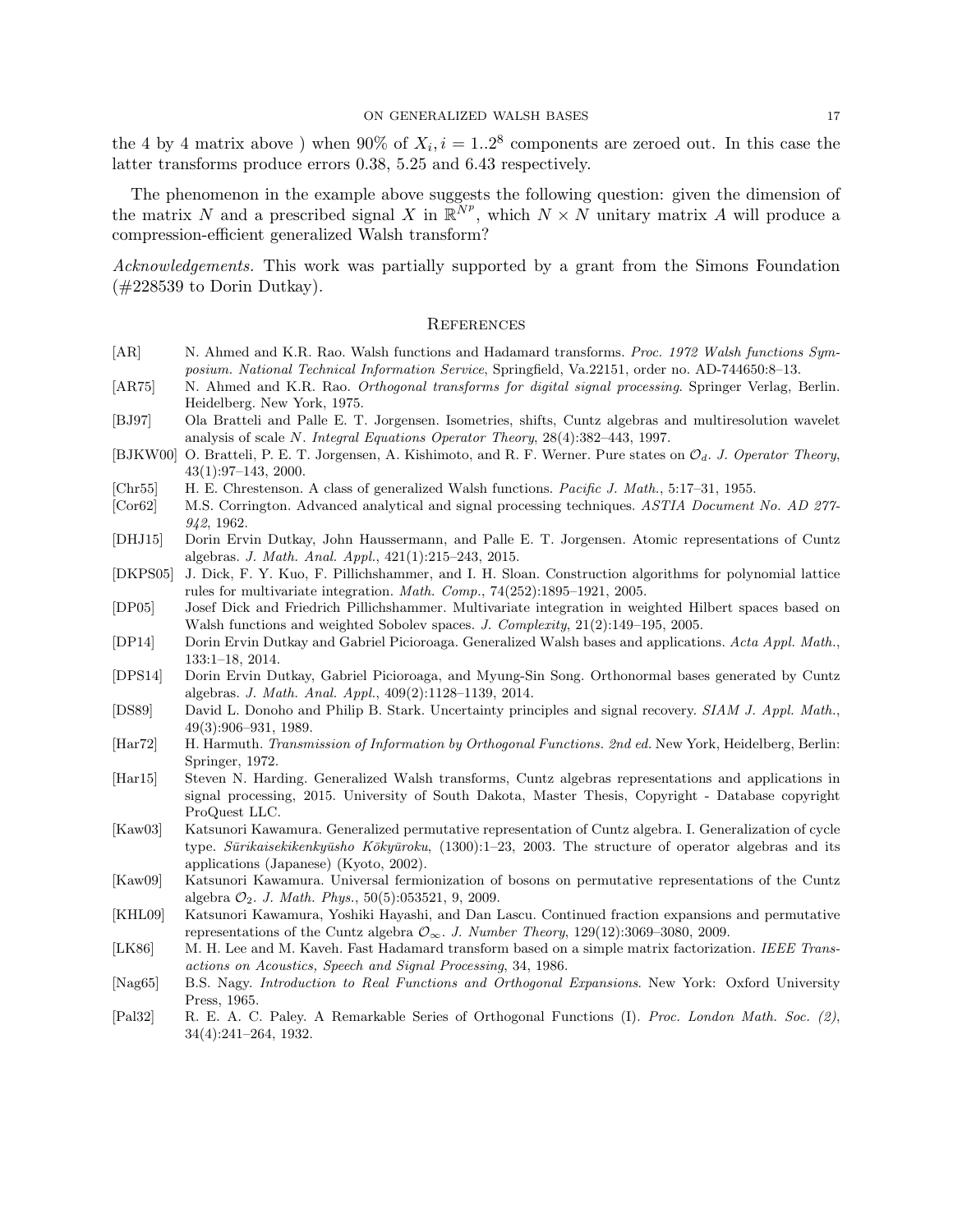the 4 by 4 matrix above ) when 90% of $X_i, i = 1..2^8$ components are zeroed out. In this case the latter transforms produce errors 0.38, 5.25 and 6.43 respectively.

The phenomenon in the example above suggests the following question: given the dimension of the matrix $N$ and a prescribed signal $X$ in $\mathbb{R}^{N^p}$, which $N \times N$ unitary matrix $A$ will produce a compression-efficient generalized Walsh transform?

*Acknowledgements.* This work was partially supported by a grant from the Simons Foundation (#228539 to Dorin Dutkay).

## References

- [AR] N. Ahmed and K.R. Rao. Walsh functions and Hadamard transforms. *Proc. 1972 Walsh functions Symposium. National Technical Information Service*, Springfield, Va.22151, order no. AD-744650:8–13.
- [AR75] N. Ahmed and K.R. Rao. *Orthogonal transforms for digital signal processing*. Springer Verlag, Berlin. Heidelberg. New York, 1975.
- [BJ97] Ola Bratteli and Palle E. T. Jorgensen. Isometries, shifts, Cuntz algebras and multiresolution wavelet analysis of scale $N$. *Integral Equations Operator Theory*, 28(4):382–443, 1997.
- [BJKW00] O. Bratteli, P. E. T. Jorgensen, A. Kishimoto, and R. F. Werner. Pure states on $\mathcal{O}_d$. *J. Operator Theory*, 43(1):97–143, 2000.
- [Chr55] H. E. Chrestenson. A class of generalized Walsh functions. *Pacific J. Math.*, 5:17–31, 1955.
- [Cor62] M.S. Corrington. Advanced analytical and signal processing techniques. *ASTIA Document No. AD 277-942*, 1962.
- [DHJ15] Dorin Ervin Dutkay, John Haussermann, and Palle E. T. Jorgensen. Atomic representations of Cuntz algebras. *J. Math. Anal. Appl.*, 421(1):215–243, 2015.
- [DKPS05] J. Dick, F. Y. Kuo, F. Pillichshammer, and I. H. Sloan. Construction algorithms for polynomial lattice rules for multivariate integration. *Math. Comp.*, 74(252):1895–1921, 2005.
- [DP05] Josef Dick and Friedrich Pillichshammer. Multivariate integration in weighted Hilbert spaces based on Walsh functions and weighted Sobolev spaces. *J. Complexity*, 21(2):149–195, 2005.
- [DP14] Dorin Ervin Dutkay and Gabriel Picioroaga. Generalized Walsh bases and applications. *Acta Appl. Math.*, 133:1–18, 2014.
- [DPS14] Dorin Ervin Dutkay, Gabriel Picioroaga, and Myung-Sin Song. Orthonormal bases generated by Cuntz algebras. *J. Math. Anal. Appl.*, 409(2):1128–1139, 2014.
- [DS89] David L. Donoho and Philip B. Stark. Uncertainty principles and signal recovery. *SIAM J. Appl. Math.*, 49(3):906–931, 1989.
- [Har72] H. Harmuth. *Transmission of Information by Orthogonal Functions. 2nd ed.* New York, Heidelberg, Berlin: Springer, 1972.
- [Har15] Steven N. Harding. Generalized Walsh transforms, Cuntz algebras representations and applications in signal processing, 2015. University of South Dakota, Master Thesis, Copyright - Database copyright ProQuest LLC.
- [Kaw03] Katsunori Kawamura. Generalized permutative representation of Cuntz algebra. I. Generalization of cycle type. *Sūrikaisekikenkyūsho Kōkyūroku*, (1300):1–23, 2003. The structure of operator algebras and its applications (Japanese) (Kyoto, 2002).
- [Kaw09] Katsunori Kawamura. Universal fermionization of bosons on permutative representations of the Cuntz algebra $\mathcal{O}_2$. *J. Math. Phys.*, 50(5):053521, 9, 2009.
- [KHL09] Katsunori Kawamura, Yoshiki Hayashi, and Dan Lascu. Continued fraction expansions and permutative representations of the Cuntz algebra $\mathcal{O}_\infty$. *J. Number Theory*, 129(12):3069–3080, 2009.
- [LK86] M. H. Lee and M. Kaveh. Fast Hadamard transform based on a simple matrix factorization. *IEEE Transactions on Acoustics, Speech and Signal Processing*, 34, 1986.
- [Nag65] B.S. Nagy. *Introduction to Real Functions and Orthogonal Expansions*. New York: Oxford University Press, 1965.
- [Pal32] R. E. A. C. Paley. A Remarkable Series of Orthogonal Functions (I). *Proc. London Math. Soc. (2)*, 34(4):241–264, 1932.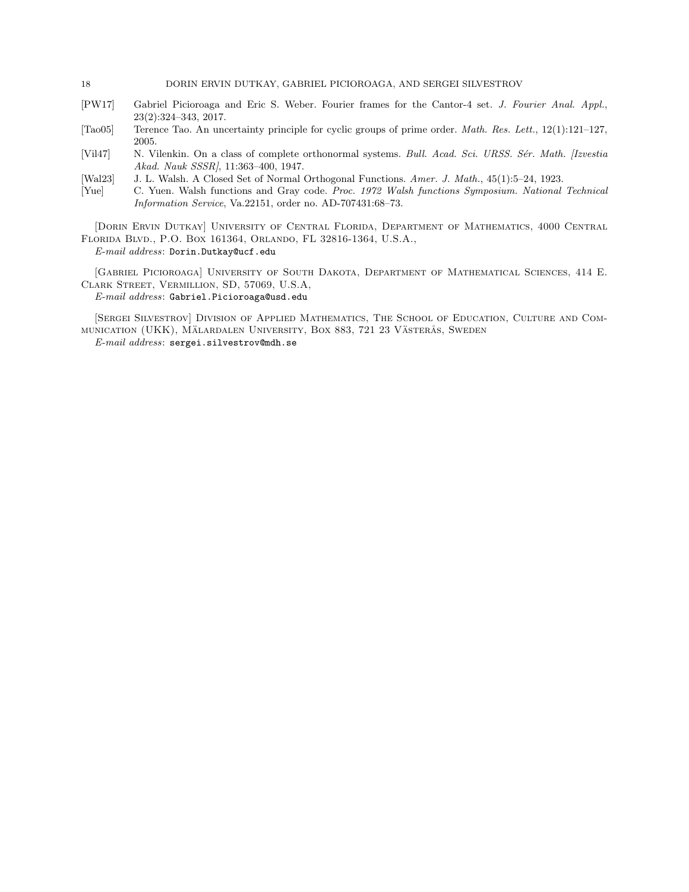- [PW17] Gabriel Picioroaga and Eric S. Weber. Fourier frames for the Cantor-4 set. *J. Fourier Anal. Appl.*, 23(2):324–343, 2017.
- [Tao05] Terence Tao. An uncertainty principle for cyclic groups of prime order. *Math. Res. Lett.*, 12(1):121–127, 2005.
- [Vil47] N. Vilenkin. On a class of complete orthonormal systems. *Bull. Acad. Sci. URSS. Sér. Math. [Izvestia Akad. Nauk SSSR]*, 11:363–400, 1947.
- [Wal23] J. L. Walsh. A Closed Set of Normal Orthogonal Functions. *Amer. J. Math.*, 45(1):5–24, 1923.
- [Yue] C. Yuen. Walsh functions and Gray code. *Proc. 1972 Walsh functions Symposium. National Technical Information Service*, Va.22151, order no. AD-707431:68–73.

[Dorin Ervin Dutkay] University of Central Florida, Department of Mathematics, 4000 Central Florida Blvd., P.O. Box 161364, Orlando, FL 32816-1364, U.S.A.,
*E-mail address*: Dorin.Dutkay@ucf.edu

[Gabriel Picioroaga] University of South Dakota, Department of Mathematical Sciences, 414 E. Clark Street, Vermillion, SD, 57069, U.S.A,
*E-mail address*: Gabriel.Picioroaga@usd.edu

[Sergei Silvestrov] Division of Applied Mathematics, The School of Education, Culture and Communication (UKK), Mälardalen University, Box 883, 721 23 Västerås, Sweden
*E-mail address*: sergei.silvestrov@mdh.se